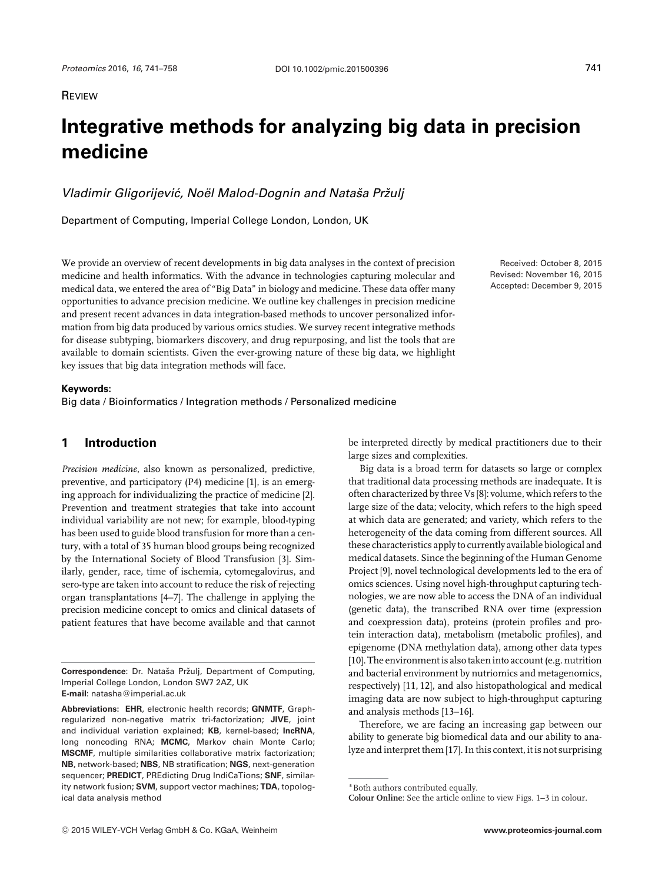REVIEW

# Integrative methods for analyzing big data in precision medicine

*Vladimir Gligorijević, Noël Malod-Dognin and Nataša Pržulj*

Department of Computing, Imperial College London, London, UK

We provide an overview of recent developments in big data analyses in the context of precision medicine and health informatics. With the advance in technologies capturing molecular and medical data, we entered the area of "Big Data" in biology and medicine. These data offer many opportunities to advance precision medicine. We outline key challenges in precision medicine and present recent advances in data integration-based methods to uncover personalized information from big data produced by various omics studies. We survey recent integrative methods for disease subtyping, biomarkers discovery, and drug repurposing, and list the tools that are available to domain scientists. Given the ever-growing nature of these big data, we highlight key issues that big data integration methods will face.

Received: October 8, 2015
Revised: November 16, 2015
Accepted: December 9, 2015

**Keywords:**
Big data / Bioinformatics / Integration methods / Personalized medicine

## 1 Introduction

*Precision medicine*, also known as personalized, predictive, preventive, and participatory (P4) medicine [1], is an emerging approach for individualizing the practice of medicine [2]. Prevention and treatment strategies that take into account individual variability are not new; for example, blood-typing has been used to guide blood transfusion for more than a century, with a total of 35 human blood groups being recognized by the International Society of Blood Transfusion [3]. Similarly, gender, race, time of ischemia, cytomegalovirus, and sero-type are taken into account to reduce the risk of rejecting organ transplantations [4–7]. The challenge in applying the precision medicine concept to omics and clinical datasets of patient features that have become available and that cannot be interpreted directly by medical practitioners due to their large sizes and complexities.

Big data is a broad term for datasets so large or complex that traditional data processing methods are inadequate. It is often characterized by three Vs [8]: volume, which refers to the large size of the data; velocity, which refers to the high speed at which data are generated; and variety, which refers to the heterogeneity of the data coming from different sources. All these characteristics apply to currently available biological and medical datasets. Since the beginning of the Human Genome Project [9], novel technological developments led to the era of omics sciences. Using novel high-throughput capturing technologies, we are now able to access the DNA of an individual (genetic data), the transcribed RNA over time (expression and coexpression data), proteins (protein profiles and protein interaction data), metabolism (metabolic profiles), and epigenome (DNA methylation data), among other data types [10]. The environment is also taken into account (e.g. nutrition and bacterial environment by nutriomics and metagenomics, respectively) [11, 12], and also histopathological and medical imaging data are now subject to high-throughput capturing and analysis methods [13–16].

Therefore, we are facing an increasing gap between our ability to generate big biomedical data and our ability to analyze and interpret them [17]. In this context, it is not surprising

---

**Correspondence**: Dr. Nataša Pržulj, Department of Computing, Imperial College London, London SW7 2AZ, UK
**E-mail**: natasha@imperial.ac.uk

**Abbreviations: EHR**, electronic health records; **GNMTF**, Graph-regularized non-negative matrix tri-factorization; **JIVE**, joint and individual variation explained; **KB**, kernel-based; **lncRNA**, long noncoding RNA; **MCMC**, Markov chain Monte Carlo; **MSCMF**, multiple similarities collaborative matrix factorization; **NB**, network-based; **NBS**, NB stratification; **NGS**, next-generation sequencer; **PREDICT**, PREdicting Drug IndiCaTions; **SNF**, similarity network fusion; **SVM**, support vector machines; **TDA**, topological data analysis method

*Both authors contributed equally.
**Colour Online**: See the article online to view Figs. 1–3 in colour.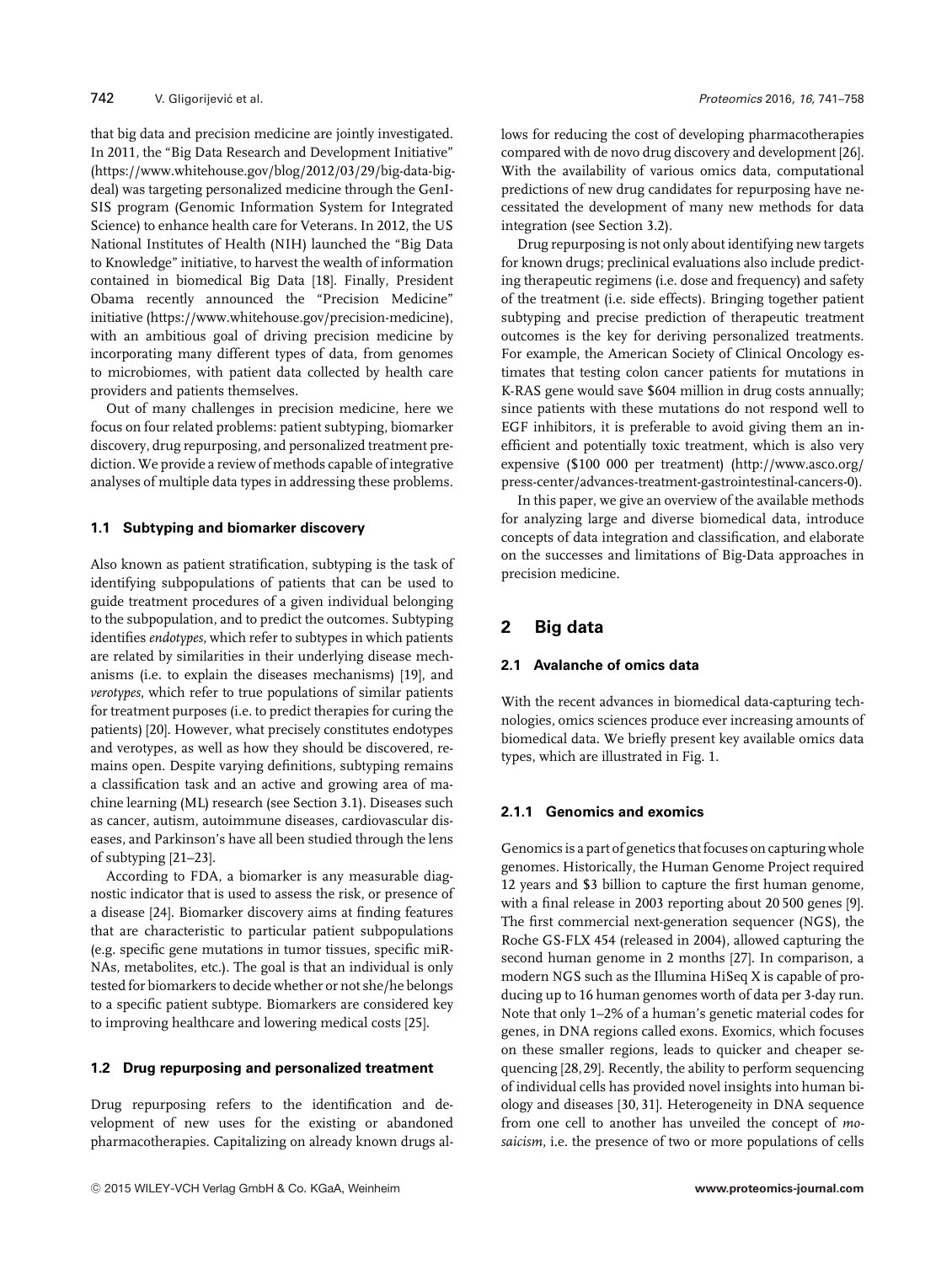that big data and precision medicine are jointly investigated. In 2011, the "Big Data Research and Development Initiative" (https://www.whitehouse.gov/blog/2012/03/29/big-data-big-deal) was targeting personalized medicine through the GenISIS program (Genomic Information System for Integrated Science) to enhance health care for Veterans. In 2012, the US National Institutes of Health (NIH) launched the "Big Data to Knowledge" initiative, to harvest the wealth of information contained in biomedical Big Data [18]. Finally, President Obama recently announced the "Precision Medicine" initiative (https://www.whitehouse.gov/precision-medicine), with an ambitious goal of driving precision medicine by incorporating many different types of data, from genomes to microbiomes, with patient data collected by health care providers and patients themselves.

Out of many challenges in precision medicine, here we focus on four related problems: patient subtyping, biomarker discovery, drug repurposing, and personalized treatment prediction. We provide a review of methods capable of integrative analyses of multiple data types in addressing these problems.

### 1.1 Subtyping and biomarker discovery

Also known as patient stratification, subtyping is the task of identifying subpopulations of patients that can be used to guide treatment procedures of a given individual belonging to the subpopulation, and to predict the outcomes. Subtyping identifies *endotypes*, which refer to subtypes in which patients are related by similarities in their underlying disease mechanisms (i.e. to explain the diseases mechanisms) [19], and *verotypes*, which refer to true populations of similar patients for treatment purposes (i.e. to predict therapies for curing the patients) [20]. However, what precisely constitutes endotypes and verotypes, as well as how they should be discovered, remains open. Despite varying definitions, subtyping remains a classification task and an active and growing area of machine learning (ML) research (see Section 3.1). Diseases such as cancer, autism, autoimmune diseases, cardiovascular diseases, and Parkinson's have all been studied through the lens of subtyping [21–23].

According to FDA, a biomarker is any measurable diagnostic indicator that is used to assess the risk, or presence of a disease [24]. Biomarker discovery aims at finding features that are characteristic to particular patient subpopulations (e.g. specific gene mutations in tumor tissues, specific miRNAs, metabolites, etc.). The goal is that an individual is only tested for biomarkers to decide whether or not she/he belongs to a specific patient subtype. Biomarkers are considered key to improving healthcare and lowering medical costs [25].

### 1.2 Drug repurposing and personalized treatment

Drug repurposing refers to the identification and development of new uses for the existing or abandoned pharmacotherapies. Capitalizing on already known drugs allows for reducing the cost of developing pharmacotherapies compared with de novo drug discovery and development [26]. With the availability of various omics data, computational predictions of new drug candidates for repurposing have necessitated the development of many new methods for data integration (see Section 3.2).

Drug repurposing is not only about identifying new targets for known drugs; preclinical evaluations also include predicting therapeutic regimens (i.e. dose and frequency) and safety of the treatment (i.e. side effects). Bringing together patient subtyping and precise prediction of therapeutic treatment outcomes is the key for deriving personalized treatments. For example, the American Society of Clinical Oncology estimates that testing colon cancer patients for mutations in K-RAS gene would save $604 million in drug costs annually; since patients with these mutations do not respond well to EGF inhibitors, it is preferable to avoid giving them an inefficient and potentially toxic treatment, which is also very expensive ($100 000 per treatment) (http://www.asco.org/press-center/advances-treatment-gastrointestinal-cancers-0).

In this paper, we give an overview of the available methods for analyzing large and diverse biomedical data, introduce concepts of data integration and classification, and elaborate on the successes and limitations of Big-Data approaches in precision medicine.

## 2 Big data

### 2.1 Avalanche of omics data

With the recent advances in biomedical data-capturing technologies, omics sciences produce ever increasing amounts of biomedical data. We briefly present key available omics data types, which are illustrated in Fig. 1.

#### 2.1.1 Genomics and exomics

Genomics is a part of genetics that focuses on capturing whole genomes. Historically, the Human Genome Project required 12 years and $3 billion to capture the first human genome, with a final release in 2003 reporting about 20 500 genes [9]. The first commercial next-generation sequencer (NGS), the Roche GS-FLX 454 (released in 2004), allowed capturing the second human genome in 2 months [27]. In comparison, a modern NGS such as the Illumina HiSeq X is capable of producing up to 16 human genomes worth of data per 3-day run. Note that only 1–2% of a human's genetic material codes for genes, in DNA regions called exons. Exomics, which focuses on these smaller regions, leads to quicker and cheaper sequencing [28, 29]. Recently, the ability to perform sequencing of individual cells has provided novel insights into human biology and diseases [30, 31]. Heterogeneity in DNA sequence from one cell to another has unveiled the concept of *mosaicism*, i.e. the presence of two or more populations of cells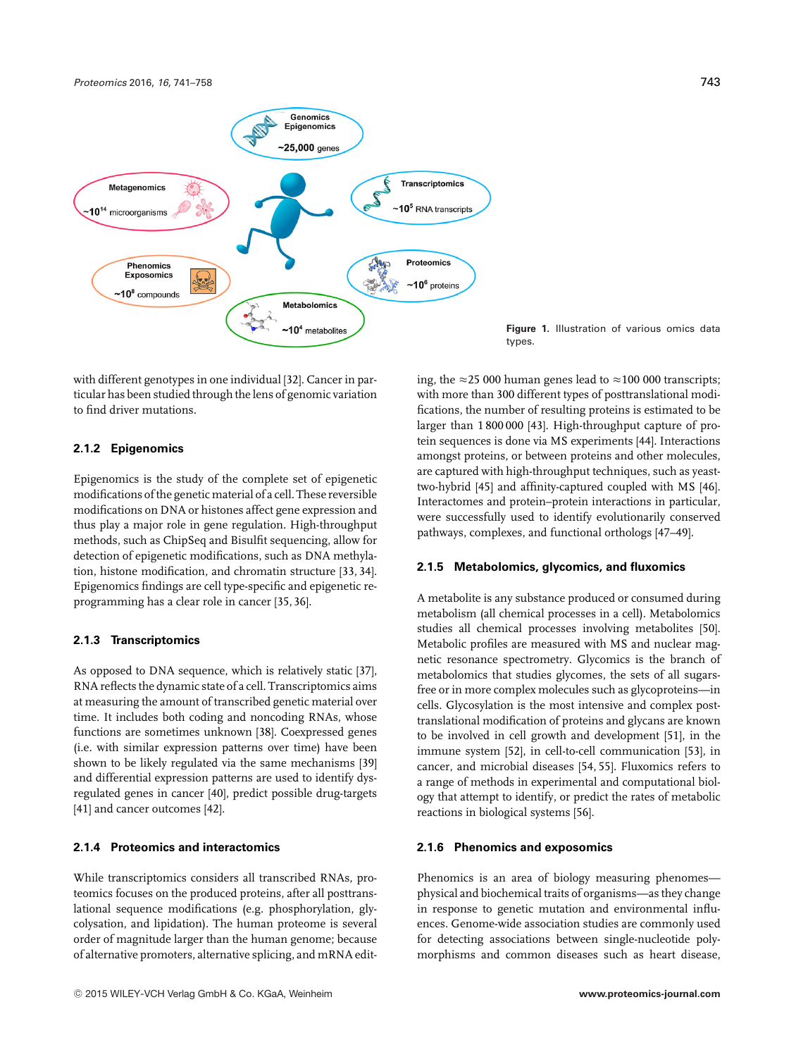Figure 1. Illustration of various omics data types.

with different genotypes in one individual [32]. Cancer in particular has been studied through the lens of genomic variation to find driver mutations.

### 2.1.2 Epigenomics

Epigenomics is the study of the complete set of epigenetic modifications of the genetic material of a cell. These reversible modifications on DNA or histones affect gene expression and thus play a major role in gene regulation. High-throughput methods, such as ChipSeq and Bisulfit sequencing, allow for detection of epigenetic modifications, such as DNA methylation, histone modification, and chromatin structure [33, 34]. Epigenomics findings are cell type-specific and epigenetic reprogramming has a clear role in cancer [35, 36].

### 2.1.3 Transcriptomics

As opposed to DNA sequence, which is relatively static [37], RNA reflects the dynamic state of a cell. Transcriptomics aims at measuring the amount of transcribed genetic material over time. It includes both coding and noncoding RNAs, whose functions are sometimes unknown [38]. Coexpressed genes (i.e. with similar expression patterns over time) have been shown to be likely regulated via the same mechanisms [39] and differential expression patterns are used to identify dysregulated genes in cancer [40], predict possible drug-targets [41] and cancer outcomes [42].

### 2.1.4 Proteomics and interactomics

While transcriptomics considers all transcribed RNAs, proteomics focuses on the produced proteins, after all posttranslational sequence modifications (e.g. phosphorylation, glycolysation, and lipidation). The human proteome is several order of magnitude larger than the human genome; because of alternative promoters, alternative splicing, and mRNA editing, the ≈25 000 human genes lead to ≈100 000 transcripts; with more than 300 different types of posttranslational modifications, the number of resulting proteins is estimated to be larger than 1 800 000 [43]. High-throughput capture of protein sequences is done via MS experiments [44]. Interactions amongst proteins, or between proteins and other molecules, are captured with high-throughput techniques, such as yeast-two-hybrid [45] and affinity-captured coupled with MS [46]. Interactomes and protein–protein interactions in particular, were successfully used to identify evolutionarily conserved pathways, complexes, and functional orthologs [47–49].

### 2.1.5 Metabolomics, glycomics, and fluxomics

A metabolite is any substance produced or consumed during metabolism (all chemical processes in a cell). Metabolomics studies all chemical processes involving metabolites [50]. Metabolic profiles are measured with MS and nuclear magnetic resonance spectrometry. Glycomics is the branch of metabolomics that studies glycomes, the sets of all sugars-free or in more complex molecules such as glycoproteins—in cells. Glycosylation is the most intensive and complex posttranslational modification of proteins and glycans are known to be involved in cell growth and development [51], in the immune system [52], in cell-to-cell communication [53], in cancer, and microbial diseases [54, 55]. Fluxomics refers to a range of methods in experimental and computational biology that attempt to identify, or predict the rates of metabolic reactions in biological systems [56].

### 2.1.6 Phenomics and exposomics

Phenomics is an area of biology measuring phenomes—physical and biochemical traits of organisms—as they change in response to genetic mutation and environmental influences. Genome-wide association studies are commonly used for detecting associations between single-nucleotide polymorphisms and common diseases such as heart disease,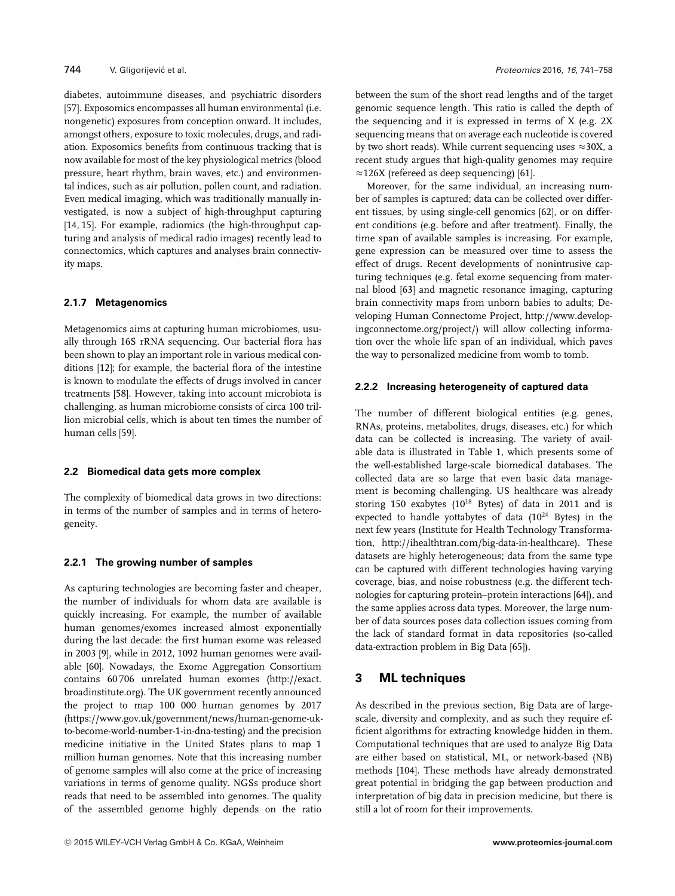diabetes, autoimmune diseases, and psychiatric disorders [57]. Exposomics encompasses all human environmental (i.e. nongenetic) exposures from conception onward. It includes, amongst others, exposure to toxic molecules, drugs, and radiation. Exposomics benefits from continuous tracking that is now available for most of the key physiological metrics (blood pressure, heart rhythm, brain waves, etc.) and environmental indices, such as air pollution, pollen count, and radiation. Even medical imaging, which was traditionally manually investigated, is now a subject of high-throughput capturing [14, 15]. For example, radiomics (the high-throughput capturing and analysis of medical radio images) recently lead to connectomics, which captures and analyses brain connectivity maps.

#### 2.1.7 Metagenomics

Metagenomics aims at capturing human microbiomes, usually through 16S rRNA sequencing. Our bacterial flora has been shown to play an important role in various medical conditions [12]; for example, the bacterial flora of the intestine is known to modulate the effects of drugs involved in cancer treatments [58]. However, taking into account microbiota is challenging, as human microbiome consists of circa 100 trillion microbial cells, which is about ten times the number of human cells [59].

### 2.2 Biomedical data gets more complex

The complexity of biomedical data grows in two directions: in terms of the number of samples and in terms of heterogeneity.

#### 2.2.1 The growing number of samples

As capturing technologies are becoming faster and cheaper, the number of individuals for whom data are available is quickly increasing. For example, the number of available human genomes/exomes increased almost exponentially during the last decade: the first human exome was released in 2003 [9], while in 2012, 1092 human genomes were available [60]. Nowadays, the Exome Aggregation Consortium contains 60 706 unrelated human exomes (http://exact.broadinstitute.org). The UK government recently announced the project to map 100 000 human genomes by 2017 (https://www.gov.uk/government/news/human-genome-uk-to-become-world-number-1-in-dna-testing) and the precision medicine initiative in the United States plans to map 1 million human genomes. Note that this increasing number of genome samples will also come at the price of increasing variations in terms of genome quality. NGSs produce short reads that need to be assembled into genomes. The quality of the assembled genome highly depends on the ratio between the sum of the short read lengths and of the target genomic sequence length. This ratio is called the depth of the sequencing and it is expressed in terms of X (e.g. 2X sequencing means that on average each nucleotide is covered by two short reads). While current sequencing uses $\approx$30X, a recent study argues that high-quality genomes may require $\approx$126X (refereed as deep sequencing) [61].

Moreover, for the same individual, an increasing number of samples is captured; data can be collected over different tissues, by using single-cell genomics [62], or on different conditions (e.g. before and after treatment). Finally, the time span of available samples is increasing. For example, gene expression can be measured over time to assess the effect of drugs. Recent developments of nonintrusive capturing techniques (e.g. fetal exome sequencing from maternal blood [63] and magnetic resonance imaging, capturing brain connectivity maps from unborn babies to adults; Developing Human Connectome Project, http://www.developingconnectome.org/project/) will allow collecting information over the whole life span of an individual, which paves the way to personalized medicine from womb to tomb.

#### 2.2.2 Increasing heterogeneity of captured data

The number of different biological entities (e.g. genes, RNAs, proteins, metabolites, drugs, diseases, etc.) for which data can be collected is increasing. The variety of available data is illustrated in Table 1, which presents some of the well-established large-scale biomedical databases. The collected data are so large that even basic data management is becoming challenging. US healthcare was already storing 150 exabytes ($10^{18}$ Bytes) of data in 2011 and is expected to handle yottabytes of data ($10^{24}$ Bytes) in the next few years (Institute for Health Technology Transformation, http://ihealthtran.com/big-data-in-healthcare). These datasets are highly heterogeneous; data from the same type can be captured with different technologies having varying coverage, bias, and noise robustness (e.g. the different technologies for capturing protein–protein interactions [64]), and the same applies across data types. Moreover, the large number of data sources poses data collection issues coming from the lack of standard format in data repositories (so-called data-extraction problem in Big Data [65]).

## 3 ML techniques

As described in the previous section, Big Data are of large-scale, diversity and complexity, and as such they require efficient algorithms for extracting knowledge hidden in them. Computational techniques that are used to analyze Big Data are either based on statistical, ML, or network-based (NB) methods [104]. These methods have already demonstrated great potential in bridging the gap between production and interpretation of big data in precision medicine, but there is still a lot of room for their improvements.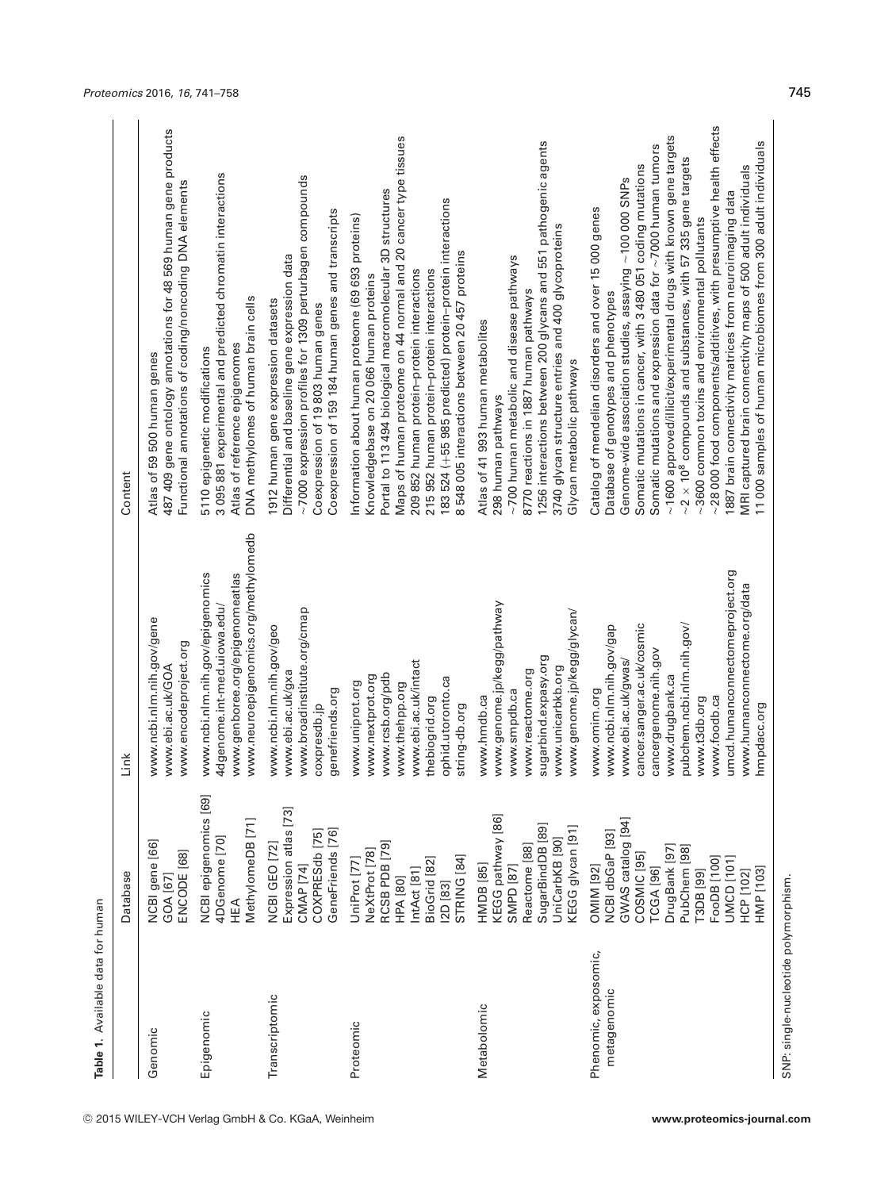**Table 1.** Available data for human

| | Database | Link | Content |
|---|---|---|---|
| Genomic | NCBI gene [66] | www.ncbi.nlm.nih.gov/gene | Atlas of 59 500 human genes |
| | GOA [67] | www.ebi.ac.uk/GOA | 487 409 gene ontology annotations for 48 569 human gene products |
| | ENCODE [68] | www.encodeproject.org | Functional annotations of coding/noncoding DNA elements |
| Epigenomic | NCBI epigenomics [69] | www.ncbi.nlm.nih.gov/epigenomics | 5110 epigenetic modifications |
| | 4DGenome [70] | 4dgenome.int-med.uiowa.edu/ | 3 095 881 experimental and predicted chromatin interactions |
| | HEA | www.genboree.org/epigenomeatlas | Atlas of reference epigenomes |
| | MethylomeDB [71] | www.neuroepigenomics.org/methylomedb | DNA methylomes of human brain cells |
| Transcriptomic | NCBI GEO [72] | www.ncbi.nlm.nih.gov/geo | 1912 human gene expression datasets |
| | Expression atlas [73] | www.ebi.ac.uk/gxa | Differential and baseline gene expression data |
| | CMAP [74] | www.broadinstitute.org/cmap | ~7000 expression profiles for 1309 perturbagen compounds |
| | COXPRESdb [75] | coxpresdb.jp | Coexpression of 19 803 human genes |
| | GeneFriends [76] | genefriends.org | Coexpression of 159 184 human genes and transcripts |
| Proteomic | UniProt [77] | www.uniprot.org | Information about human proteome (69 693 proteins) |
| | NeXtProt [78] | www.nextprot.org | Knowledgebase on 20 066 human proteins |
| | RCSB PDB [79] | www.rcsb.org/pdb | Portal to 113 494 biological macromolecular 3D structures |
| | HPA [80] | www.thehpp.org | Maps of human proteome on 44 normal and 20 cancer type tissues |
| | IntAct [81] | www.ebi.ac.uk/intact | 209 852 human protein–protein interactions |
| | BioGrid [82] | thebiogrid.org | 215 952 human protein–protein interactions |
| | I2D [83] | ophid.utoronto.ca | 183 524 (+55 985 predicted) protein–protein interactions |
| | STRING [84] | string-db.org | 8 548 005 interactions between 20 457 proteins |
| Metabolomic | HMDB [85] | www.hmdb.ca | Atlas of 41 993 human metabolites |
| | KEGG pathway [86] | www.genome.jp/kegg/pathway | 298 human pathways |
| | SMPD [87] | www.smpdb.ca | ~700 human metabolic and disease pathways |
| | Reactome [88] | www.reactome.org | 8770 reactions in 1887 human pathways |
| | SugarBindDB [89] | sugarbind.expasy.org | 1256 interactions between 200 glycans and 551 pathogenic agents |
| | UniCarbKB [90] | www.unicarbkb.org | 3740 glycan structure entries and 400 glycoproteins |
| | KEGG glycan [91] | www.genome.jp/kegg/glycan/ | Glycan metabolic pathways |
| Phenomic, exposomic, metagenomic | OMIM [92] | www.omim.org | Catalog of mendelian disorders and over 15 000 genes |
| | NCBI dbGaP [93] | www.ncbi.nlm.nih.gov/gap | Database of genotypes and phenotypes |
| | GWAS catalog [94] | www.ebi.ac.uk/gwas/ | Genome-wide association studies, assaying ~100 000 SNPs |
| | COSMIC [95] | cancer.sanger.ac.uk/cosmic | Somatic mutations in cancer, with 3 480 051 coding mutations |
| | TCGA [96] | cancergenome.nih.gov | Somatic mutations and expression data for ~7000 human tumors |
| | DrugBank [97] | www.drugbank.ca | ~1600 approved/illicit/experimental drugs with known gene targets |
| | PubChem [98] | pubchem.ncbi.nlm.nih.gov/ | ~$2 \times 10^8$ compounds and substances, with 57 335 gene targets |
| | T3DB [99] | www.t3db.org | ~3600 common toxins and environmental pollutants |
| | FooDB [100] | www.foodb.ca | ~28 000 food components/additives, with presumptive health effects |
| | UMCD [101] | umcd.humanconnectomeproject.org | 1887 brain connectivity matrices from neuroimaging data |
| | HCP [102] | www.humanconnectome.org/data | MRI captured brain connectivity maps of 500 adult individuals |
| | HMP [103] | hmpdacc.org | 11 000 samples of human microbiomes from 300 adult individuals |

SNP: single-nucleotide polymorphism.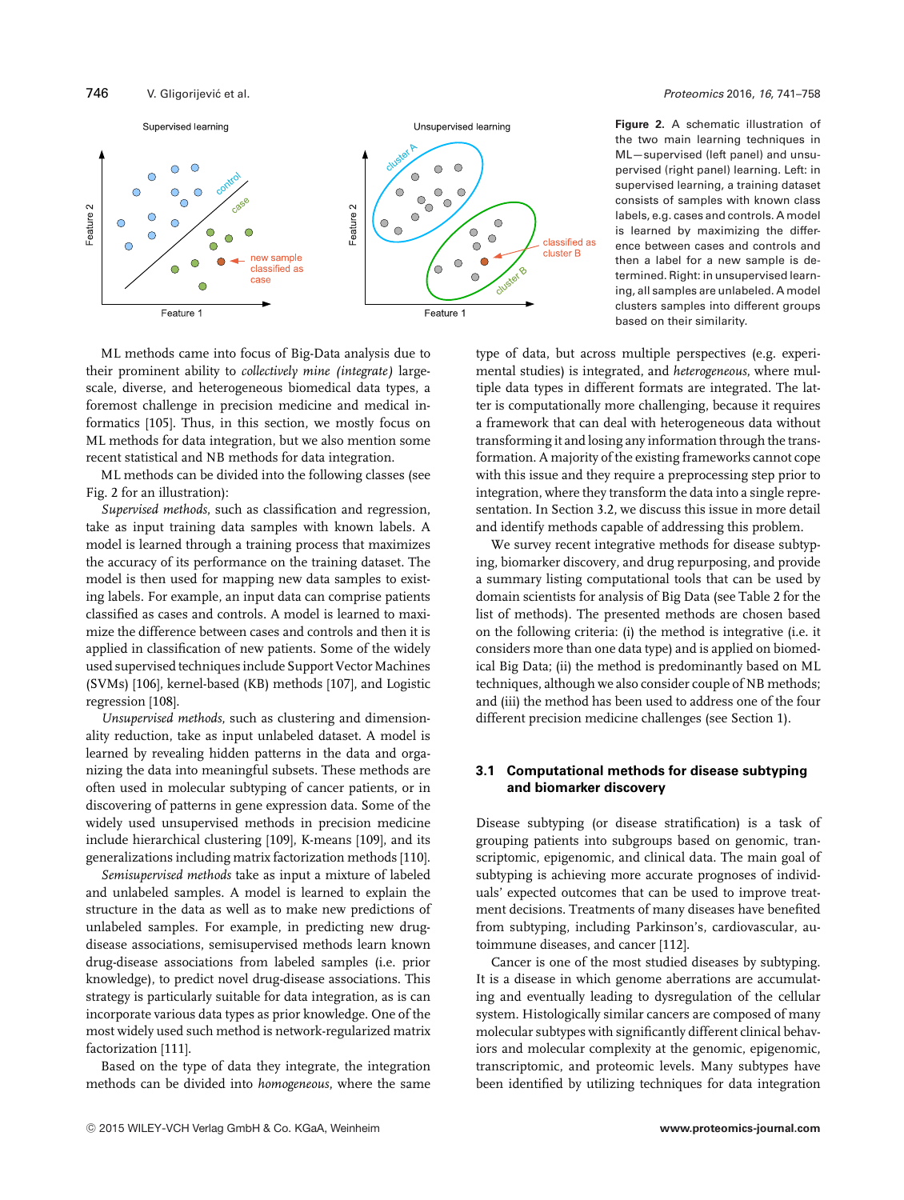**Figure 2.** A schematic illustration of the two main learning techniques in ML—supervised (left panel) and unsupervised (right panel) learning. Left: in supervised learning, a training dataset consists of samples with known class labels, e.g. cases and controls. A model is learned by maximizing the difference between cases and controls and then a label for a new sample is determined. Right: in unsupervised learning, all samples are unlabeled. A model clusters samples into different groups based on their similarity.

ML methods came into focus of Big-Data analysis due to their prominent ability to *collectively mine (integrate)* large-scale, diverse, and heterogeneous biomedical data types, a foremost challenge in precision medicine and medical informatics [105]. Thus, in this section, we mostly focus on ML methods for data integration, but we also mention some recent statistical and NB methods for data integration.

ML methods can be divided into the following classes (see Fig. 2 for an illustration):

*Supervised methods*, such as classification and regression, take as input training data samples with known labels. A model is learned through a training process that maximizes the accuracy of its performance on the training dataset. The model is then used for mapping new data samples to existing labels. For example, an input data can comprise patients classified as cases and controls. A model is learned to maximize the difference between cases and controls and then it is applied in classification of new patients. Some of the widely used supervised techniques include Support Vector Machines (SVMs) [106], kernel-based (KB) methods [107], and Logistic regression [108].

*Unsupervised methods*, such as clustering and dimensionality reduction, take as input unlabeled dataset. A model is learned by revealing hidden patterns in the data and organizing the data into meaningful subsets. These methods are often used in molecular subtyping of cancer patients, or in discovering of patterns in gene expression data. Some of the widely used unsupervised methods in precision medicine include hierarchical clustering [109], K-means [109], and its generalizations including matrix factorization methods [110].

*Semisupervised methods* take as input a mixture of labeled and unlabeled samples. A model is learned to explain the structure in the data as well as to make new predictions of unlabeled samples. For example, in predicting new drug-disease associations, semisupervised methods learn known drug-disease associations from labeled samples (i.e. prior knowledge), to predict novel drug-disease associations. This strategy is particularly suitable for data integration, as is can incorporate various data types as prior knowledge. One of the most widely used such method is network-regularized matrix factorization [111].

Based on the type of data they integrate, the integration methods can be divided into *homogeneous*, where the same type of data, but across multiple perspectives (e.g. experimental studies) is integrated, and *heterogeneous*, where multiple data types in different formats are integrated. The later is computationally more challenging, because it requires a framework that can deal with heterogeneous data without transforming it and losing any information through the transformation. A majority of the existing frameworks cannot cope with this issue and they require a preprocessing step prior to integration, where they transform the data into a single representation. In Section 3.2, we discuss this issue in more detail and identify methods capable of addressing this problem.

We survey recent integrative methods for disease subtyping, biomarker discovery, and drug repurposing, and provide a summary listing computational tools that can be used by domain scientists for analysis of Big Data (see Table 2 for the list of methods). The presented methods are chosen based on the following criteria: (i) the method is integrative (i.e. it considers more than one data type) and is applied on biomedical Big Data; (ii) the method is predominantly based on ML techniques, although we also consider couple of NB methods; and (iii) the method has been used to address one of the four different precision medicine challenges (see Section 1).

### 3.1 Computational methods for disease subtyping and biomarker discovery

Disease subtyping (or disease stratification) is a task of grouping patients into subgroups based on genomic, transcriptomic, epigenomic, and clinical data. The main goal of subtyping is achieving more accurate prognoses of individuals' expected outcomes that can be used to improve treatment decisions. Treatments of many diseases have benefited from subtyping, including Parkinson's, cardiovascular, autoimmune diseases, and cancer [112].

Cancer is one of the most studied diseases by subtyping. It is a disease in which genome aberrations are accumulating and eventually leading to dysregulation of the cellular system. Histologically similar cancers are composed of many molecular subtypes with significantly different clinical behaviors and molecular complexity at the genomic, epigenomic, transcriptomic, and proteomic levels. Many subtypes have been identified by utilizing techniques for data integration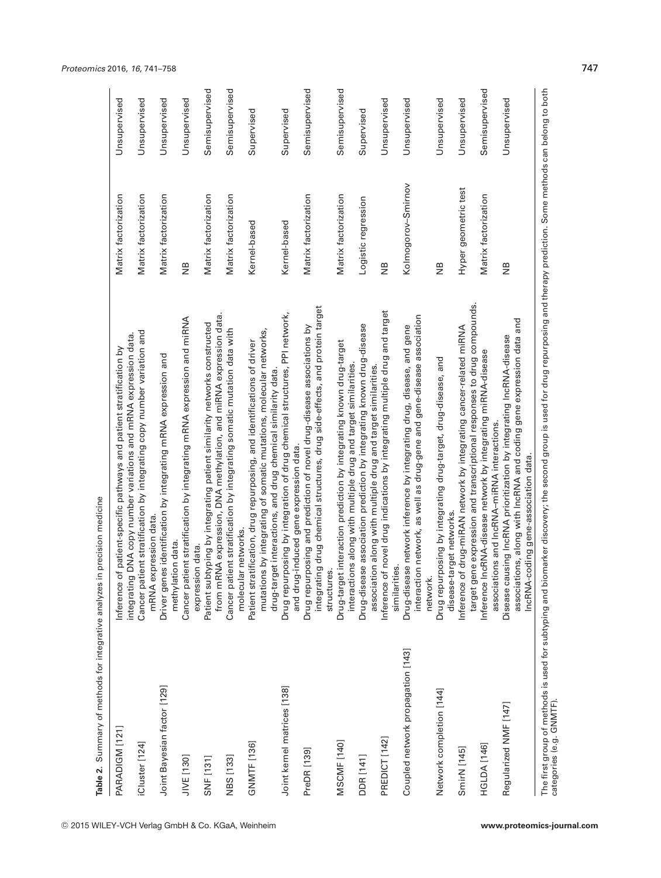**Table 2.** Summary of methods for integrative analyzes in precision medicine

| | | | |
|---|---|---|---|
| PARADIGM [121] | Inference of patient-specific pathways and patient stratification by integrating DNA copy number variations and mRNA expression data. | Matrix factorization | Unsupervised |
| iCluster [124] | Cancer patient stratification by integrating copy number variation and mRNA expression data. | Matrix factorization | Unsupervised |
| Joint Bayesian factor [129] | Driver genes identification by integrating mRNA expression and methylation data. | Matrix factorization | Unsupervised |
| JIVE [130] | Cancer patient stratification by integrating mRNA expression and miRNA expression data. | NB | Unsupervised |
| SNF [131] | Patient subtyping by integrating patient similarity networks constructed from mRNA expression, DNA methylation, and miRNA expression data. | Matrix factorization | Semisupervised |
| NBS [133] | Cancer patient stratification by integrating somatic mutation data with molecular networks. | Matrix factorization | Semisupervised |
| GNMTF [136] | Patient stratification, drug repurposing, and identifications of driver mutations by integrating of somatic mutations, molecular networks, drug-target interactions, and drug chemical similarity data. | Kernel-based | Supervised |
| Joint kernel matrices [138] | Drug repurposing by integration of drug chemical structures, PPI network, and drug-induced gene expression data. | Kernel-based | Supervised |
| PreDR [139] | Drug repurposing and prediction of novel drug-disease associations by integrating drug chemical structures, drug side-effects, and protein target structures. | Matrix factorization | Semisupervised |
| MSCMF [140] | Drug-target interaction prediction by integrating known drug-target interactions along with multiple drug and target similarities. | Matrix factorization | Semisupervised |
| DDR [141] | Drug-disease association prediction by integrating known drug-disease association along with multiple drug and target similarities. | Logistic regression | Supervised |
| PREDICT [142] | Inference of novel drug indications by integrating multiple drug and target similarities. | NB | Unsupervised |
| Coupled network propagation [143] | Drug-disease network inference by integrating drug, disease, and gene interaction network, as well as drug-gene and gene-disease association network. | Kolmogorov–Smirnov | Unsupervised |
| Network completion [144] | Drug repurposing by integrating drug-target, drug-disease, and disease-target networks. | NB | Unsupervised |
| SmirN [145] | Inference of drug-miRAN network by integrating cancer-related miRNA target gene expression and transcriptional responses to drug compounds. | Hyper geometric test | Unsupervised |
| HGLDA [146] | Inference lncRNA-disease network by integrating miRNA-disease associations and lncRNA–miRNA interactions. | Matrix factorization | Semisupervised |
| Regularized NMF [147] | Disease causing lncRNA prioritization by integrating lncRNA-disease associations, along with lncRNA and coding gene expression data and lncRNA-coding gene-association data. | NB | Unsupervised |

The first group of methods is used for subtyping and biomarker discovery; the second group is used for drug repurposing and therapy prediction. Some methods can belong to both categories (e.g. GNMTF).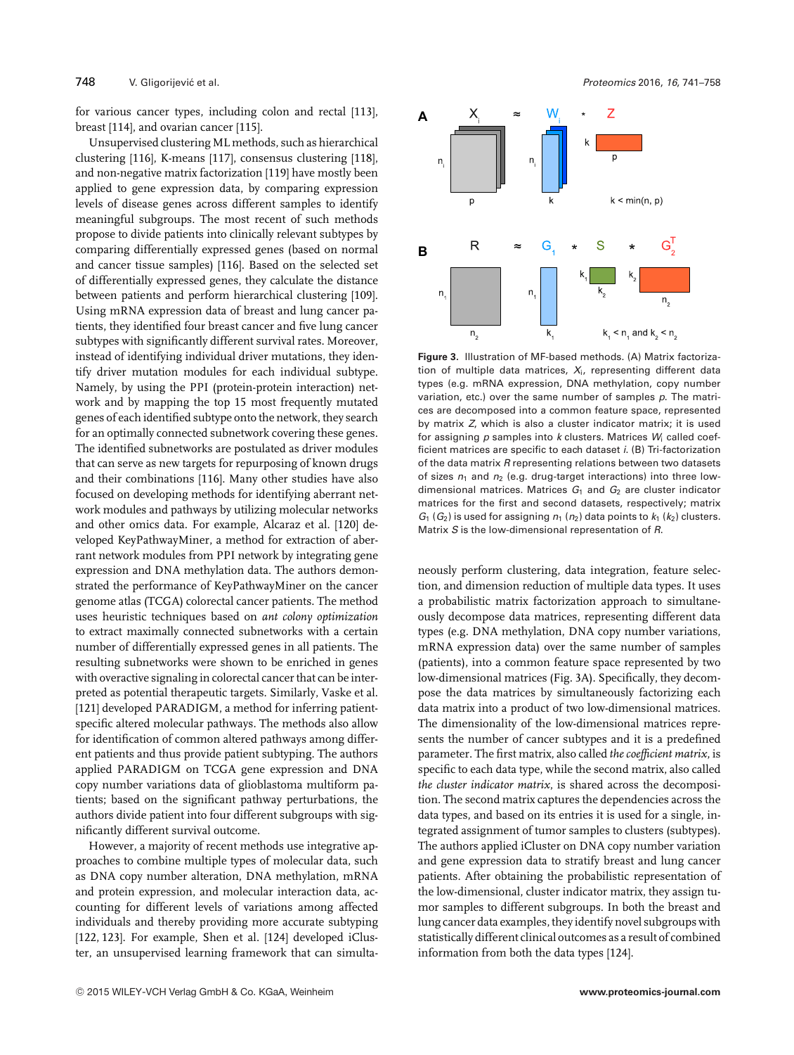for various cancer types, including colon and rectal [113], breast [114], and ovarian cancer [115].

Unsupervised clustering ML methods, such as hierarchical clustering [116], K-means [117], consensus clustering [118], and non-negative matrix factorization [119] have mostly been applied to gene expression data, by comparing expression levels of disease genes across different samples to identify meaningful subgroups. The most recent of such methods propose to divide patients into clinically relevant subtypes by comparing differentially expressed genes (based on normal and cancer tissue samples) [116]. Based on the selected set of differentially expressed genes, they calculate the distance between patients and perform hierarchical clustering [109]. Using mRNA expression data of breast and lung cancer patients, they identified four breast cancer and five lung cancer subtypes with significantly different survival rates. Moreover, instead of identifying individual driver mutations, they identify driver mutation modules for each individual subtype. Namely, by using the PPI (protein-protein interaction) network and by mapping the top 15 most frequently mutated genes of each identified subtype onto the network, they search for an optimally connected subnetwork covering these genes. The identified subnetworks are postulated as driver modules that can serve as new targets for repurposing of known drugs and their combinations [116]. Many other studies have also focused on developing methods for identifying aberrant network modules and pathways by utilizing molecular networks and other omics data. For example, Alcaraz et al. [120] developed KeyPathwayMiner, a method for extraction of aberrant network modules from PPI network by integrating gene expression and DNA methylation data. The authors demonstrated the performance of KeyPathwayMiner on the cancer genome atlas (TCGA) colorectal cancer patients. The method uses heuristic techniques based on *ant colony optimization* to extract maximally connected subnetworks with a certain number of differentially expressed genes in all patients. The resulting subnetworks were shown to be enriched in genes with overactive signaling in colorectal cancer that can be interpreted as potential therapeutic targets. Similarly, Vaske et al. [121] developed PARADIGM, a method for inferring patient-specific altered molecular pathways. The methods also allow for identification of common altered pathways among different patients and thus provide patient subtyping. The authors applied PARADIGM on TCGA gene expression and DNA copy number variations data of glioblastoma multiform patients; based on the significant pathway perturbations, the authors divide patient into four different subgroups with significantly different survival outcome.

However, a majority of recent methods use integrative approaches to combine multiple types of molecular data, such as DNA copy number alteration, DNA methylation, mRNA and protein expression, and molecular interaction data, accounting for different levels of variations among affected individuals and thereby providing more accurate subtyping [122, 123]. For example, Shen et al. [124] developed iCluster, an unsupervised learning framework that can simultaneously perform clustering, data integration, feature selection, and dimension reduction of multiple data types. It uses a probabilistic matrix factorization approach to simultaneously decompose data matrices, representing different data types (e.g. DNA methylation, DNA copy number variations, mRNA expression data) over the same number of samples (patients), into a common feature space represented by two low-dimensional matrices (Fig. 3A). Specifically, they decompose the data matrices by simultaneously factorizing each data matrix into a product of two low-dimensional matrices. The dimensionality of the low-dimensional matrices represents the number of cancer subtypes and it is a predefined parameter. The first matrix, also called *the coefficient matrix*, is specific to each data type, while the second matrix, also called *the cluster indicator matrix*, is shared across the decomposition. The second matrix captures the dependencies across the data types, and based on its entries it is used for a single, integrated assignment of tumor samples to clusters (subtypes). The authors applied iCluster on DNA copy number variation and gene expression data to stratify breast and lung cancer patients. After obtaining the probabilistic representation of the low-dimensional, cluster indicator matrix, they assign tumor samples to different subgroups. In both the breast and lung cancer data examples, they identify novel subgroups with statistically different clinical outcomes as a result of combined information from both the data types [124].

**Figure 3.** Illustration of MF-based methods. (A) Matrix factorization of multiple data matrices, $X_i$, representing different data types (e.g. mRNA expression, DNA methylation, copy number variation, etc.) over the same number of samples $p$. The matrices are decomposed into a common feature space, represented by matrix $Z$, which is also a cluster indicator matrix; it is used for assigning $p$ samples into $k$ clusters. Matrices $W_i$ called coefficient matrices are specific to each dataset $i$. (B) Tri-factorization of the data matrix $R$ representing relations between two datasets of sizes $n_1$ and $n_2$ (e.g. drug-target interactions) into three low-dimensional matrices. Matrices $G_1$ and $G_2$ are cluster indicator matrices for the first and second datasets, respectively; matrix $G_1$ ($G_2$) is used for assigning $n_1$ ($n_2$) data points to $k_1$ ($k_2$) clusters. Matrix $S$ is the low-dimensional representation of $R$.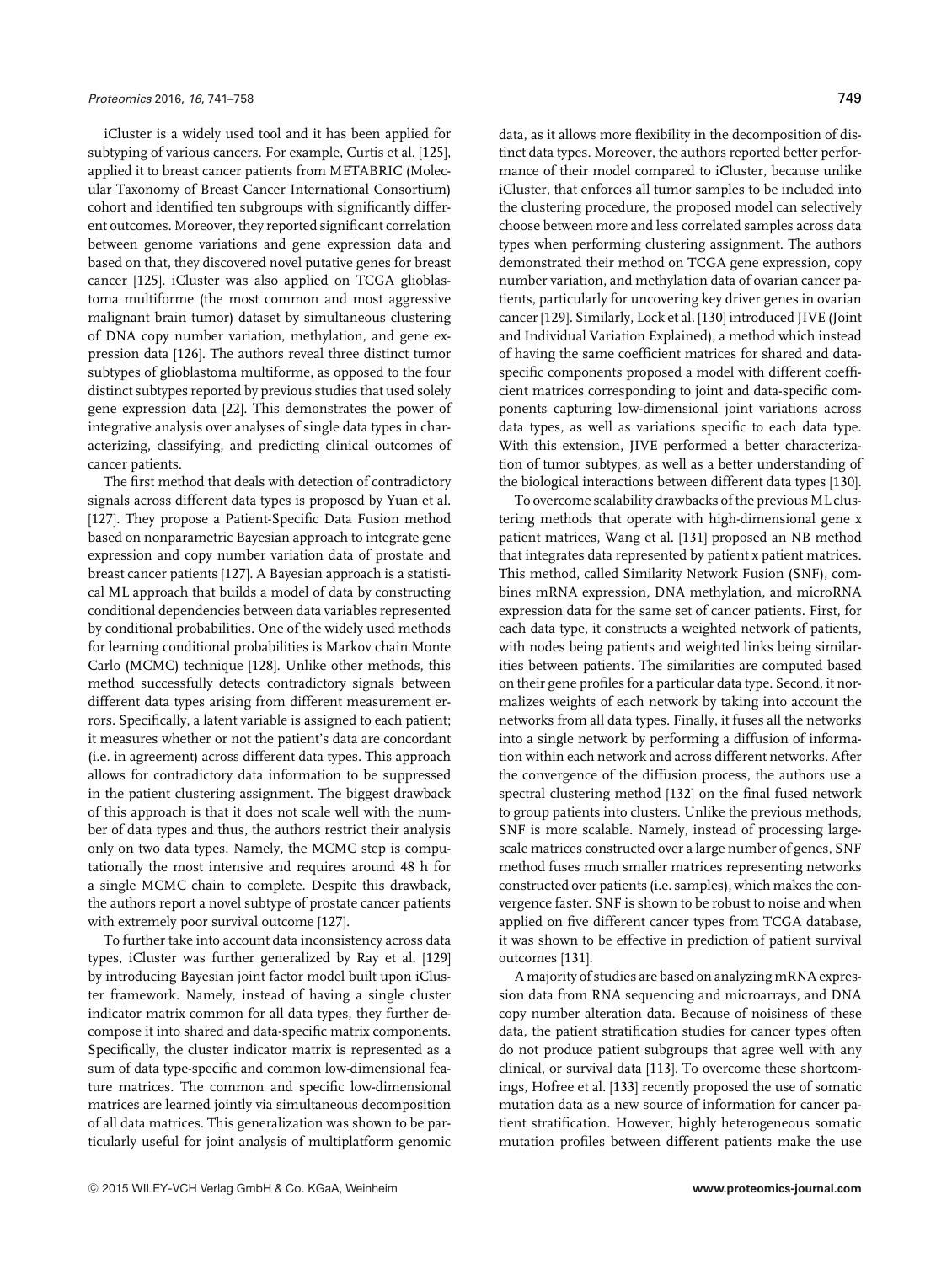iCluster is a widely used tool and it has been applied for subtyping of various cancers. For example, Curtis et al. [125], applied it to breast cancer patients from METABRIC (Molecular Taxonomy of Breast Cancer International Consortium) cohort and identified ten subgroups with significantly different outcomes. Moreover, they reported significant correlation between genome variations and gene expression data and based on that, they discovered novel putative genes for breast cancer [125]. iCluster was also applied on TCGA glioblastoma multiforme (the most common and most aggressive malignant brain tumor) dataset by simultaneous clustering of DNA copy number variation, methylation, and gene expression data [126]. The authors reveal three distinct tumor subtypes of glioblastoma multiforme, as opposed to the four distinct subtypes reported by previous studies that used solely gene expression data [22]. This demonstrates the power of integrative analysis over analyses of single data types in characterizing, classifying, and predicting clinical outcomes of cancer patients.

The first method that deals with detection of contradictory signals across different data types is proposed by Yuan et al. [127]. They propose a Patient-Specific Data Fusion method based on nonparametric Bayesian approach to integrate gene expression and copy number variation data of prostate and breast cancer patients [127]. A Bayesian approach is a statistical ML approach that builds a model of data by constructing conditional dependencies between data variables represented by conditional probabilities. One of the widely used methods for learning conditional probabilities is Markov chain Monte Carlo (MCMC) technique [128]. Unlike other methods, this method successfully detects contradictory signals between different data types arising from different measurement errors. Specifically, a latent variable is assigned to each patient; it measures whether or not the patient's data are concordant (i.e. in agreement) across different data types. This approach allows for contradictory data information to be suppressed in the patient clustering assignment. The biggest drawback of this approach is that it does not scale well with the number of data types and thus, the authors restrict their analysis only on two data types. Namely, the MCMC step is computationally the most intensive and requires around 48 h for a single MCMC chain to complete. Despite this drawback, the authors report a novel subtype of prostate cancer patients with extremely poor survival outcome [127].

To further take into account data inconsistency across data types, iCluster was further generalized by Ray et al. [129] by introducing Bayesian joint factor model built upon iCluster framework. Namely, instead of having a single cluster indicator matrix common for all data types, they further decompose it into shared and data-specific matrix components. Specifically, the cluster indicator matrix is represented as a sum of data type-specific and common low-dimensional feature matrices. The common and specific low-dimensional matrices are learned jointly via simultaneous decomposition of all data matrices. This generalization was shown to be particularly useful for joint analysis of multiplatform genomic data, as it allows more flexibility in the decomposition of distinct data types. Moreover, the authors reported better performance of their model compared to iCluster, because unlike iCluster, that enforces all tumor samples to be included into the clustering procedure, the proposed model can selectively choose between more and less correlated samples across data types when performing clustering assignment. The authors demonstrated their method on TCGA gene expression, copy number variation, and methylation data of ovarian cancer patients, particularly for uncovering key driver genes in ovarian cancer [129]. Similarly, Lock et al. [130] introduced JIVE (Joint and Individual Variation Explained), a method which instead of having the same coefficient matrices for shared and data-specific components proposed a model with different coefficient matrices corresponding to joint and data-specific components capturing low-dimensional joint variations across data types, as well as variations specific to each data type. With this extension, JIVE performed a better characterization of tumor subtypes, as well as a better understanding of the biological interactions between different data types [130].

To overcome scalability drawbacks of the previous ML clustering methods that operate with high-dimensional gene x patient matrices, Wang et al. [131] proposed an NB method that integrates data represented by patient x patient matrices. This method, called Similarity Network Fusion (SNF), combines mRNA expression, DNA methylation, and microRNA expression data for the same set of cancer patients. First, for each data type, it constructs a weighted network of patients, with nodes being patients and weighted links being similarities between patients. The similarities are computed based on their gene profiles for a particular data type. Second, it normalizes weights of each network by taking into account the networks from all data types. Finally, it fuses all the networks into a single network by performing a diffusion of information within each network and across different networks. After the convergence of the diffusion process, the authors use a spectral clustering method [132] on the final fused network to group patients into clusters. Unlike the previous methods, SNF is more scalable. Namely, instead of processing large-scale matrices constructed over a large number of genes, SNF method fuses much smaller matrices representing networks constructed over patients (i.e. samples), which makes the convergence faster. SNF is shown to be robust to noise and when applied on five different cancer types from TCGA database, it was shown to be effective in prediction of patient survival outcomes [131].

A majority of studies are based on analyzing mRNA expression data from RNA sequencing and microarrays, and DNA copy number alteration data. Because of noisiness of these data, the patient stratification studies for cancer types often do not produce patient subgroups that agree well with any clinical, or survival data [113]. To overcome these shortcomings, Hofree et al. [133] recently proposed the use of somatic mutation data as a new source of information for cancer patient stratification. However, highly heterogeneous somatic mutation profiles between different patients make the use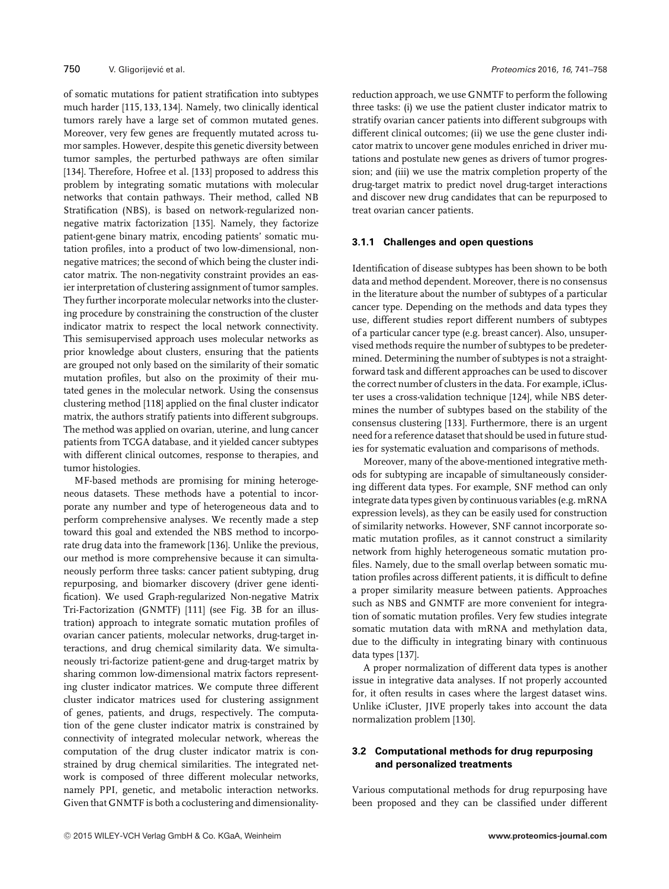of somatic mutations for patient stratification into subtypes much harder [115, 133, 134]. Namely, two clinically identical tumors rarely have a large set of common mutated genes. Moreover, very few genes are frequently mutated across tumor samples. However, despite this genetic diversity between tumor samples, the perturbed pathways are often similar [134]. Therefore, Hofree et al. [133] proposed to address this problem by integrating somatic mutations with molecular networks that contain pathways. Their method, called NB Stratification (NBS), is based on network-regularized nonnegative matrix factorization [135]. Namely, they factorize patient-gene binary matrix, encoding patients' somatic mutation profiles, into a product of two low-dimensional, nonnegative matrices; the second of which being the cluster indicator matrix. The non-negativity constraint provides an easier interpretation of clustering assignment of tumor samples. They further incorporate molecular networks into the clustering procedure by constraining the construction of the cluster indicator matrix to respect the local network connectivity. This semisupervised approach uses molecular networks as prior knowledge about clusters, ensuring that the patients are grouped not only based on the similarity of their somatic mutation profiles, but also on the proximity of their mutated genes in the molecular network. Using the consensus clustering method [118] applied on the final cluster indicator matrix, the authors stratify patients into different subgroups. The method was applied on ovarian, uterine, and lung cancer patients from TCGA database, and it yielded cancer subtypes with different clinical outcomes, response to therapies, and tumor histologies.

MF-based methods are promising for mining heterogeneous datasets. These methods have a potential to incorporate any number and type of heterogeneous data and to perform comprehensive analyses. We recently made a step toward this goal and extended the NBS method to incorporate drug data into the framework [136]. Unlike the previous, our method is more comprehensive because it can simultaneously perform three tasks: cancer patient subtyping, drug repurposing, and biomarker discovery (driver gene identification). We used Graph-regularized Non-negative Matrix Tri-Factorization (GNMTF) [111] (see Fig. 3B for an illustration) approach to integrate somatic mutation profiles of ovarian cancer patients, molecular networks, drug-target interactions, and drug chemical similarity data. We simultaneously tri-factorize patient-gene and drug-target matrix by sharing common low-dimensional matrix factors representing cluster indicator matrices. We compute three different cluster indicator matrices used for clustering assignment of genes, patients, and drugs, respectively. The computation of the gene cluster indicator matrix is constrained by connectivity of integrated molecular network, whereas the computation of the drug cluster indicator matrix is constrained by drug chemical similarities. The integrated network is composed of three different molecular networks, namely PPI, genetic, and metabolic interaction networks. Given that GNMTF is both a coclustering and dimensionality-reduction approach, we use GNMTF to perform the following three tasks: (i) we use the patient cluster indicator matrix to stratify ovarian cancer patients into different subgroups with different clinical outcomes; (ii) we use the gene cluster indicator matrix to uncover gene modules enriched in driver mutations and postulate new genes as drivers of tumor progression; and (iii) we use the matrix completion property of the drug-target matrix to predict novel drug-target interactions and discover new drug candidates that can be repurposed to treat ovarian cancer patients.

### 3.1.1 Challenges and open questions

Identification of disease subtypes has been shown to be both data and method dependent. Moreover, there is no consensus in the literature about the number of subtypes of a particular cancer type. Depending on the methods and data types they use, different studies report different numbers of subtypes of a particular cancer type (e.g. breast cancer). Also, unsupervised methods require the number of subtypes to be predetermined. Determining the number of subtypes is not a straightforward task and different approaches can be used to discover the correct number of clusters in the data. For example, iCluster uses a cross-validation technique [124], while NBS determines the number of subtypes based on the stability of the consensus clustering [133]. Furthermore, there is an urgent need for a reference dataset that should be used in future studies for systematic evaluation and comparisons of methods.

Moreover, many of the above-mentioned integrative methods for subtyping are incapable of simultaneously considering different data types. For example, SNF method can only integrate data types given by continuous variables (e.g. mRNA expression levels), as they can be easily used for construction of similarity networks. However, SNF cannot incorporate somatic mutation profiles, as it cannot construct a similarity network from highly heterogeneous somatic mutation profiles. Namely, due to the small overlap between somatic mutation profiles across different patients, it is difficult to define a proper similarity measure between patients. Approaches such as NBS and GNMTF are more convenient for integration of somatic mutation profiles. Very few studies integrate somatic mutation data with mRNA and methylation data, due to the difficulty in integrating binary with continuous data types [137].

A proper normalization of different data types is another issue in integrative data analyses. If not properly accounted for, it often results in cases where the largest dataset wins. Unlike iCluster, JIVE properly takes into account the data normalization problem [130].

## 3.2 Computational methods for drug repurposing and personalized treatments

Various computational methods for drug repurposing have been proposed and they can be classified under different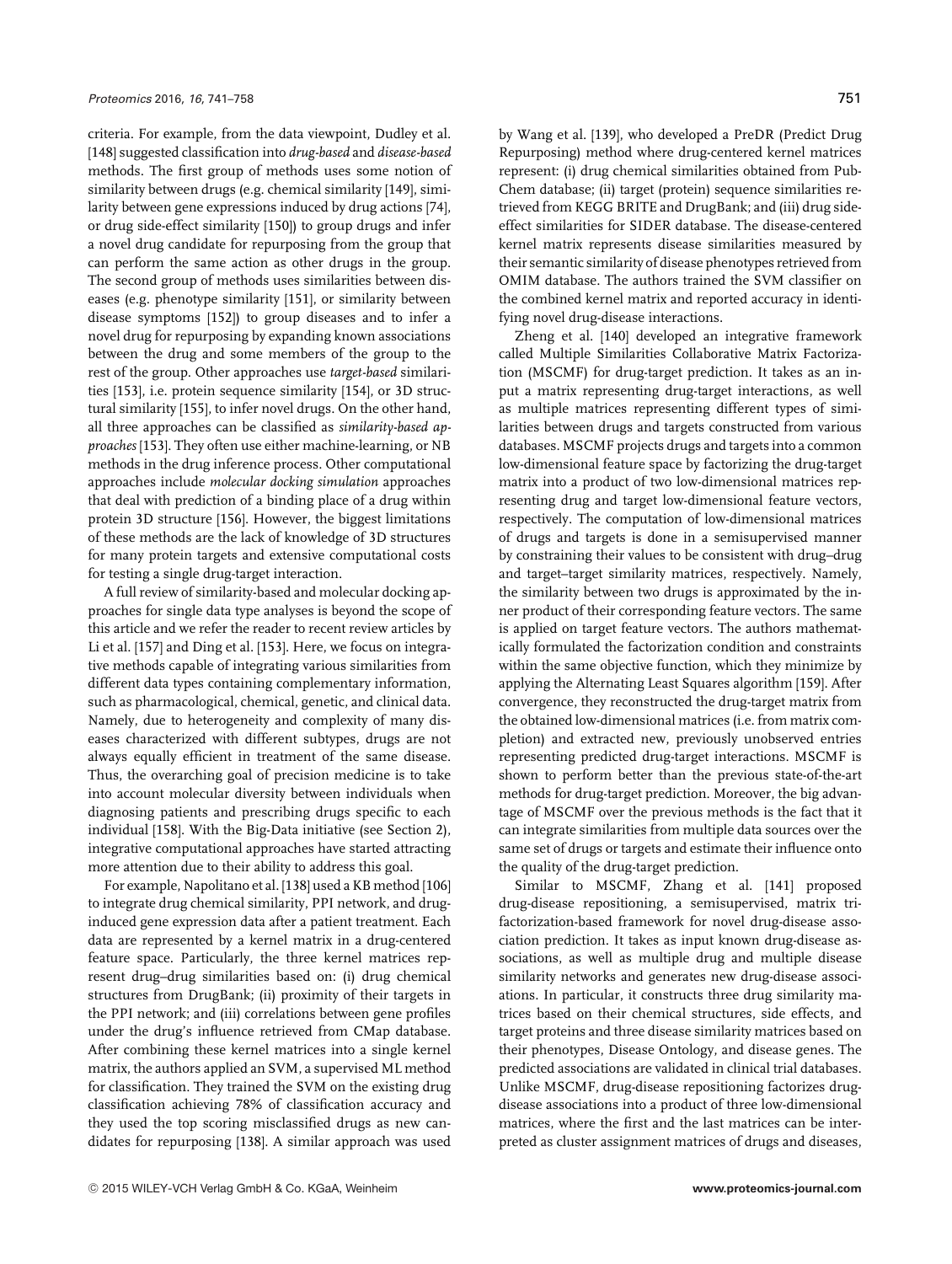criteria. For example, from the data viewpoint, Dudley et al. [148] suggested classification into *drug-based* and *disease-based* methods. The first group of methods uses some notion of similarity between drugs (e.g. chemical similarity [149], similarity between gene expressions induced by drug actions [74], or drug side-effect similarity [150]) to group drugs and infer a novel drug candidate for repurposing from the group that can perform the same action as other drugs in the group. The second group of methods uses similarities between diseases (e.g. phenotype similarity [151], or similarity between disease symptoms [152]) to group diseases and to infer a novel drug for repurposing by expanding known associations between the drug and some members of the group to the rest of the group. Other approaches use *target-based* similarities [153], i.e. protein sequence similarity [154], or 3D structural similarity [155], to infer novel drugs. On the other hand, all three approaches can be classified as *similarity-based approaches* [153]. They often use either machine-learning, or NB methods in the drug inference process. Other computational approaches include *molecular docking simulation* approaches that deal with prediction of a binding place of a drug within protein 3D structure [156]. However, the biggest limitations of these methods are the lack of knowledge of 3D structures for many protein targets and extensive computational costs for testing a single drug-target interaction.

A full review of similarity-based and molecular docking approaches for single data type analyses is beyond the scope of this article and we refer the reader to recent review articles by Li et al. [157] and Ding et al. [153]. Here, we focus on integrative methods capable of integrating various similarities from different data types containing complementary information, such as pharmacological, chemical, genetic, and clinical data. Namely, due to heterogeneity and complexity of many diseases characterized with different subtypes, drugs are not always equally efficient in treatment of the same disease. Thus, the overarching goal of precision medicine is to take into account molecular diversity between individuals when diagnosing patients and prescribing drugs specific to each individual [158]. With the Big-Data initiative (see Section 2), integrative computational approaches have started attracting more attention due to their ability to address this goal.

For example, Napolitano et al. [138] used a KB method [106] to integrate drug chemical similarity, PPI network, and drug-induced gene expression data after a patient treatment. Each data are represented by a kernel matrix in a drug-centered feature space. Particularly, the three kernel matrices represent drug–drug similarities based on: (i) drug chemical structures from DrugBank; (ii) proximity of their targets in the PPI network; and (iii) correlations between gene profiles under the drug's influence retrieved from CMap database. After combining these kernel matrices into a single kernel matrix, the authors applied an SVM, a supervised ML method for classification. They trained the SVM on the existing drug classification achieving 78% of classification accuracy and they used the top scoring misclassified drugs as new candidates for repurposing [138]. A similar approach was used by Wang et al. [139], who developed a PreDR (Predict Drug Repurposing) method where drug-centered kernel matrices represent: (i) drug chemical similarities obtained from PubChem database; (ii) target (protein) sequence similarities retrieved from KEGG BRITE and DrugBank; and (iii) drug side-effect similarities for SIDER database. The disease-centered kernel matrix represents disease similarities measured by their semantic similarity of disease phenotypes retrieved from OMIM database. The authors trained the SVM classifier on the combined kernel matrix and reported accuracy in identifying novel drug-disease interactions.

Zheng et al. [140] developed an integrative framework called Multiple Similarities Collaborative Matrix Factorization (MSCMF) for drug-target prediction. It takes as an input a matrix representing drug-target interactions, as well as multiple matrices representing different types of similarities between drugs and targets constructed from various databases. MSCMF projects drugs and targets into a common low-dimensional feature space by factorizing the drug-target matrix into a product of two low-dimensional matrices representing drug and target low-dimensional feature vectors, respectively. The computation of low-dimensional matrices of drugs and targets is done in a semisupervised manner by constraining their values to be consistent with drug–drug and target–target similarity matrices, respectively. Namely, the similarity between two drugs is approximated by the inner product of their corresponding feature vectors. The same is applied on target feature vectors. The authors mathematically formulated the factorization condition and constraints within the same objective function, which they minimize by applying the Alternating Least Squares algorithm [159]. After convergence, they reconstructed the drug-target matrix from the obtained low-dimensional matrices (i.e. from matrix completion) and extracted new, previously unobserved entries representing predicted drug-target interactions. MSCMF is shown to perform better than the previous state-of-the-art methods for drug-target prediction. Moreover, the big advantage of MSCMF over the previous methods is the fact that it can integrate similarities from multiple data sources over the same set of drugs or targets and estimate their influence onto the quality of the drug-target prediction.

Similar to MSCMF, Zhang et al. [141] proposed drug-disease repositioning, a semisupervised, matrix tri-factorization-based framework for novel drug-disease association prediction. It takes as input known drug-disease associations, as well as multiple drug and multiple disease similarity networks and generates new drug-disease associations. In particular, it constructs three drug similarity matrices based on their chemical structures, side effects, and target proteins and three disease similarity matrices based on their phenotypes, Disease Ontology, and disease genes. The predicted associations are validated in clinical trial databases. Unlike MSCMF, drug-disease repositioning factorizes drug-disease associations into a product of three low-dimensional matrices, where the first and the last matrices can be interpreted as cluster assignment matrices of drugs and diseases,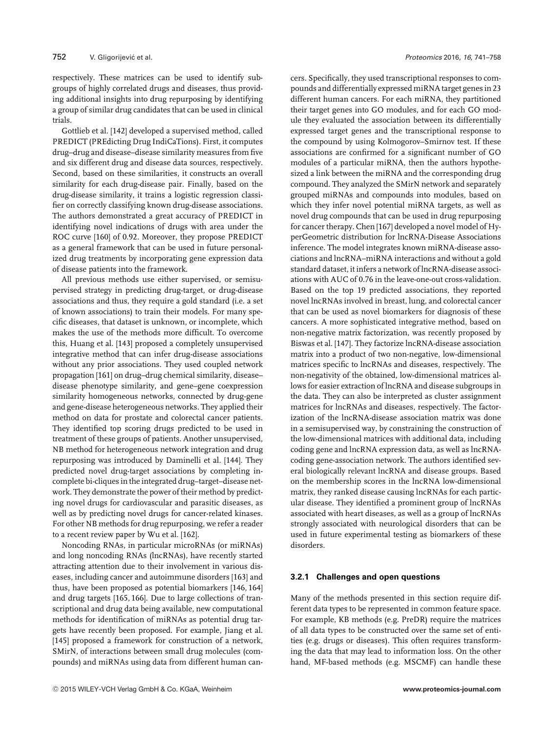respectively. These matrices can be used to identify subgroups of highly correlated drugs and diseases, thus providing additional insights into drug repurposing by identifying a group of similar drug candidates that can be used in clinical trials.

Gottlieb et al. [142] developed a supervised method, called PREDICT (PREdicting Drug IndiCaTions). First, it computes drug–drug and disease–disease similarity measures from five and six different drug and disease data sources, respectively. Second, based on these similarities, it constructs an overall similarity for each drug-disease pair. Finally, based on the drug-disease similarity, it trains a logistic regression classifier on correctly classifying known drug-disease associations. The authors demonstrated a great accuracy of PREDICT in identifying novel indications of drugs with area under the ROC curve [160] of 0.92. Moreover, they propose PREDICT as a general framework that can be used in future personalized drug treatments by incorporating gene expression data of disease patients into the framework.

All previous methods use either supervised, or semisupervised strategy in predicting drug-target, or drug-disease associations and thus, they require a gold standard (i.e. a set of known associations) to train their models. For many specific diseases, that dataset is unknown, or incomplete, which makes the use of the methods more difficult. To overcome this, Huang et al. [143] proposed a completely unsupervised integrative method that can infer drug-disease associations without any prior associations. They used coupled network propagation [161] on drug–drug chemical similarity, disease–disease phenotype similarity, and gene–gene coexpression similarity homogeneous networks, connected by drug-gene and gene-disease heterogeneous networks. They applied their method on data for prostate and colorectal cancer patients. They identified top scoring drugs predicted to be used in treatment of these groups of patients. Another unsupervised, NB method for heterogeneous network integration and drug repurposing was introduced by Daminelli et al. [144]. They predicted novel drug-target associations by completing incomplete bi-cliques in the integrated drug–target–disease network. They demonstrate the power of their method by predicting novel drugs for cardiovascular and parasitic diseases, as well as by predicting novel drugs for cancer-related kinases. For other NB methods for drug repurposing, we refer a reader to a recent review paper by Wu et al. [162].

Noncoding RNAs, in particular microRNAs (or miRNAs) and long noncoding RNAs (lncRNAs), have recently started attracting attention due to their involvement in various diseases, including cancer and autoimmune disorders [163] and thus, have been proposed as potential biomarkers [146, 164] and drug targets [165, 166]. Due to large collections of transcriptional and drug data being available, new computational methods for identification of miRNAs as potential drug targets have recently been proposed. For example, Jiang et al. [145] proposed a framework for construction of a network, SMirN, of interactions between small drug molecules (compounds) and miRNAs using data from different human cancers. Specifically, they used transcriptional responses to compounds and differentially expressed miRNA target genes in 23 different human cancers. For each miRNA, they partitioned their target genes into GO modules, and for each GO module they evaluated the association between its differentially expressed target genes and the transcriptional response to the compound by using Kolmogorov–Smirnov test. If these associations are confirmed for a significant number of GO modules of a particular miRNA, then the authors hypothesized a link between the miRNA and the corresponding drug compound. They analyzed the SMirN network and separately grouped miRNAs and compounds into modules, based on which they infer novel potential miRNA targets, as well as novel drug compounds that can be used in drug repurposing for cancer therapy. Chen [167] developed a novel model of HyperGeometric distribution for lncRNA-Disease Associations inference. The model integrates known miRNA-disease associations and lncRNA–miRNA interactions and without a gold standard dataset, it infers a network of lncRNA-disease associations with AUC of 0.76 in the leave-one-out cross-validation. Based on the top 19 predicted associations, they reported novel lncRNAs involved in breast, lung, and colorectal cancer that can be used as novel biomarkers for diagnosis of these cancers. A more sophisticated integrative method, based on non-negative matrix factorization, was recently proposed by Biswas et al. [147]. They factorize lncRNA-disease association matrix into a product of two non-negative, low-dimensional matrices specific to lncRNAs and diseases, respectively. The non-negativity of the obtained, low-dimensional matrices allows for easier extraction of lncRNA and disease subgroups in the data. They can also be interpreted as cluster assignment matrices for lncRNAs and diseases, respectively. The factorization of the lncRNA-disease association matrix was done in a semisupervised way, by constraining the construction of the low-dimensional matrices with additional data, including coding gene and lncRNA expression data, as well as lncRNA-coding gene-association network. The authors identified several biologically relevant lncRNA and disease groups. Based on the membership scores in the lncRNA low-dimensional matrix, they ranked disease causing lncRNAs for each particular disease. They identified a prominent group of lncRNAs associated with heart diseases, as well as a group of lncRNAs strongly associated with neurological disorders that can be used in future experimental testing as biomarkers of these disorders.

#### 3.2.1 Challenges and open questions

Many of the methods presented in this section require different data types to be represented in common feature space. For example, KB methods (e.g. PreDR) require the matrices of all data types to be constructed over the same set of entities (e.g. drugs or diseases). This often requires transforming the data that may lead to information loss. On the other hand, MF-based methods (e.g. MSCMF) can handle these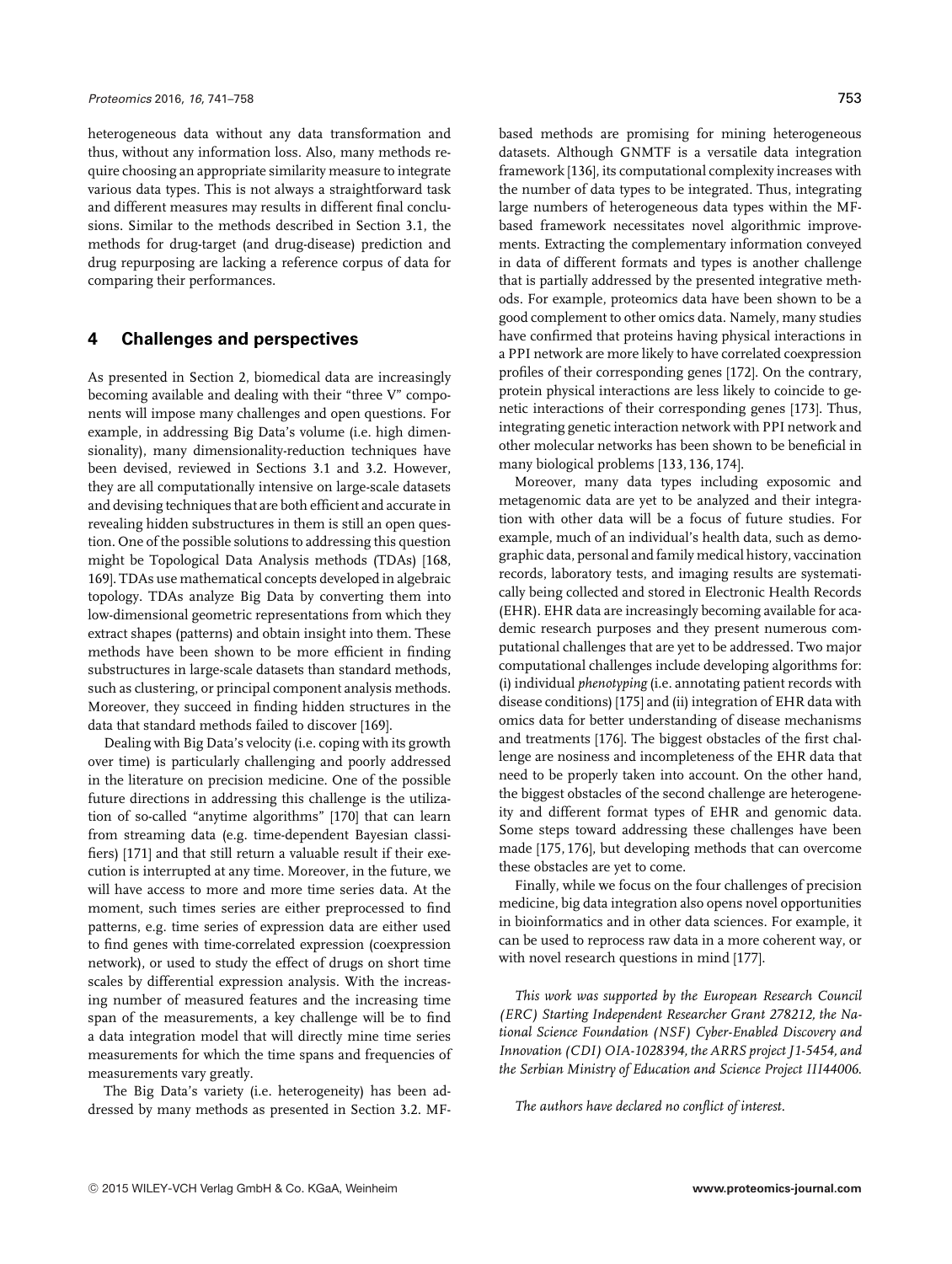heterogeneous data without any data transformation and thus, without any information loss. Also, many methods require choosing an appropriate similarity measure to integrate various data types. This is not always a straightforward task and different measures may results in different final conclusions. Similar to the methods described in Section 3.1, the methods for drug-target (and drug-disease) prediction and drug repurposing are lacking a reference corpus of data for comparing their performances.

## 4 Challenges and perspectives

As presented in Section 2, biomedical data are increasingly becoming available and dealing with their "three V" components will impose many challenges and open questions. For example, in addressing Big Data's volume (i.e. high dimensionality), many dimensionality-reduction techniques have been devised, reviewed in Sections 3.1 and 3.2. However, they are all computationally intensive on large-scale datasets and devising techniques that are both efficient and accurate in revealing hidden substructures in them is still an open question. One of the possible solutions to addressing this question might be Topological Data Analysis methods (TDAs) [168, 169]. TDAs use mathematical concepts developed in algebraic topology. TDAs analyze Big Data by converting them into low-dimensional geometric representations from which they extract shapes (patterns) and obtain insight into them. These methods have been shown to be more efficient in finding substructures in large-scale datasets than standard methods, such as clustering, or principal component analysis methods. Moreover, they succeed in finding hidden structures in the data that standard methods failed to discover [169].

Dealing with Big Data's velocity (i.e. coping with its growth over time) is particularly challenging and poorly addressed in the literature on precision medicine. One of the possible future directions in addressing this challenge is the utilization of so-called "anytime algorithms" [170] that can learn from streaming data (e.g. time-dependent Bayesian classifiers) [171] and that still return a valuable result if their execution is interrupted at any time. Moreover, in the future, we will have access to more and more time series data. At the moment, such times series are either preprocessed to find patterns, e.g. time series of expression data are either used to find genes with time-correlated expression (coexpression network), or used to study the effect of drugs on short time scales by differential expression analysis. With the increasing number of measured features and the increasing time span of the measurements, a key challenge will be to find a data integration model that will directly mine time series measurements for which the time spans and frequencies of measurements vary greatly.

The Big Data's variety (i.e. heterogeneity) has been addressed by many methods as presented in Section 3.2. MF-based methods are promising for mining heterogeneous datasets. Although GNMTF is a versatile data integration framework [136], its computational complexity increases with the number of data types to be integrated. Thus, integrating large numbers of heterogeneous data types within the MF-based framework necessitates novel algorithmic improvements. Extracting the complementary information conveyed in data of different formats and types is another challenge that is partially addressed by the presented integrative methods. For example, proteomics data have been shown to be a good complement to other omics data. Namely, many studies have confirmed that proteins having physical interactions in a PPI network are more likely to have correlated coexpression profiles of their corresponding genes [172]. On the contrary, protein physical interactions are less likely to coincide to genetic interactions of their corresponding genes [173]. Thus, integrating genetic interaction network with PPI network and other molecular networks has been shown to be beneficial in many biological problems [133, 136, 174].

Moreover, many data types including exposomic and metagenomic data are yet to be analyzed and their integration with other data will be a focus of future studies. For example, much of an individual's health data, such as demographic data, personal and family medical history, vaccination records, laboratory tests, and imaging results are systematically being collected and stored in Electronic Health Records (EHR). EHR data are increasingly becoming available for academic research purposes and they present numerous computational challenges that are yet to be addressed. Two major computational challenges include developing algorithms for: (i) individual *phenotyping* (i.e. annotating patient records with disease conditions) [175] and (ii) integration of EHR data with omics data for better understanding of disease mechanisms and treatments [176]. The biggest obstacles of the first challenge are nosiness and incompleteness of the EHR data that need to be properly taken into account. On the other hand, the biggest obstacles of the second challenge are heterogeneity and different format types of EHR and genomic data. Some steps toward addressing these challenges have been made [175, 176], but developing methods that can overcome these obstacles are yet to come.

Finally, while we focus on the four challenges of precision medicine, big data integration also opens novel opportunities in bioinformatics and in other data sciences. For example, it can be used to reprocess raw data in a more coherent way, or with novel research questions in mind [177].

*This work was supported by the European Research Council (ERC) Starting Independent Researcher Grant 278212, the National Science Foundation (NSF) Cyber-Enabled Discovery and Innovation (CDI) OIA-1028394, the ARRS project J1-5454, and the Serbian Ministry of Education and Science Project III44006.*

*The authors have declared no conflict of interest.*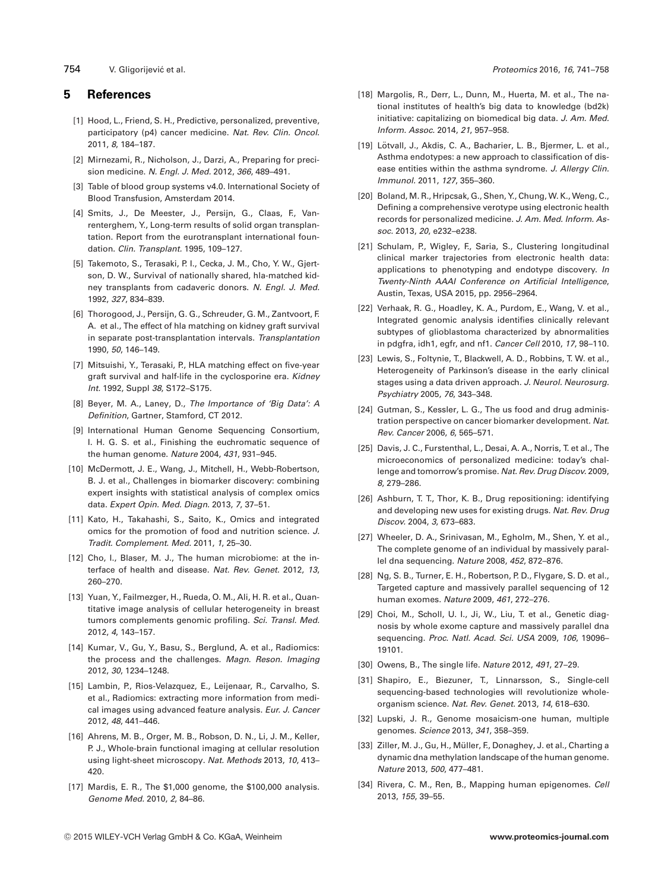## 5 References

[1] Hood, L., Friend, S. H., Predictive, personalized, preventive, participatory (p4) cancer medicine. *Nat. Rev. Clin. Oncol.* 2011, *8*, 184–187.

[2] Mirnezami, R., Nicholson, J., Darzi, A., Preparing for precision medicine. *N. Engl. J. Med.* 2012, *366*, 489–491.

[3] Table of blood group systems v4.0. International Society of Blood Transfusion, Amsterdam 2014.

[4] Smits, J., De Meester, J., Persijn, G., Claas, F., Vanrenterghem, Y., Long-term results of solid organ transplantation. Report from the eurotransplant international foundation. *Clin. Transplant.* 1995, 109–127.

[5] Takemoto, S., Terasaki, P. I., Cecka, J. M., Cho, Y. W., Gjertson, D. W., Survival of nationally shared, hla-matched kidney transplants from cadaveric donors. *N. Engl. J. Med.* 1992, *327*, 834–839.

[6] Thorogood, J., Persijn, G. G., Schreuder, G. M., Zantvoort, F. A. et al., The effect of hla matching on kidney graft survival in separate post-transplantation intervals. *Transplantation* 1990, *50*, 146–149.

[7] Mitsuishi, Y., Terasaki, P., HLA matching effect on five-year graft survival and half-life in the cyclosporine era. *Kidney Int.* 1992, Suppl *38*, S172–S175.

[8] Beyer, M. A., Laney, D., *The Importance of 'Big Data': A Definition*, Gartner, Stamford, CT 2012.

[9] International Human Genome Sequencing Consortium, I. H. G. S. et al., Finishing the euchromatic sequence of the human genome. *Nature* 2004, *431*, 931–945.

[10] McDermott, J. E., Wang, J., Mitchell, H., Webb-Robertson, B. J. et al., Challenges in biomarker discovery: combining expert insights with statistical analysis of complex omics data. *Expert Opin. Med. Diagn.* 2013, *7*, 37–51.

[11] Kato, H., Takahashi, S., Saito, K., Omics and integrated omics for the promotion of food and nutrition science. *J. Tradit. Complement. Med.* 2011, *1*, 25–30.

[12] Cho, I., Blaser, M. J., The human microbiome: at the interface of health and disease. *Nat. Rev. Genet.* 2012, *13*, 260–270.

[13] Yuan, Y., Failmezger, H., Rueda, O. M., Ali, H. R. et al., Quantitative image analysis of cellular heterogeneity in breast tumors complements genomic profiling. *Sci. Transl. Med.* 2012, *4*, 143–157.

[14] Kumar, V., Gu, Y., Basu, S., Berglund, A. et al., Radiomics: the process and the challenges. *Magn. Reson. Imaging* 2012, *30*, 1234–1248.

[15] Lambin, P., Rios-Velazquez, E., Leijenaar, R., Carvalho, S. et al., Radiomics: extracting more information from medical images using advanced feature analysis. *Eur. J. Cancer* 2012, *48*, 441–446.

[16] Ahrens, M. B., Orger, M. B., Robson, D. N., Li, J. M., Keller, P. J., Whole-brain functional imaging at cellular resolution using light-sheet microscopy. *Nat. Methods* 2013, *10*, 413–420.

[17] Mardis, E. R., The $1,000 genome, the $100,000 analysis. *Genome Med.* 2010, *2*, 84–86.

[18] Margolis, R., Derr, L., Dunn, M., Huerta, M. et al., The national institutes of health's big data to knowledge (bd2k) initiative: capitalizing on biomedical big data. *J. Am. Med. Inform. Assoc.* 2014, *21*, 957–958.

[19] Lötvall, J., Akdis, C. A., Bacharier, L. B., Bjermer, L. et al., Asthma endotypes: a new approach to classification of disease entities within the asthma syndrome. *J. Allergy Clin. Immunol.* 2011, *127*, 355–360.

[20] Boland, M. R., Hripcsak, G., Shen, Y., Chung, W. K., Weng, C., Defining a comprehensive verotype using electronic health records for personalized medicine. *J. Am. Med. Inform. Assoc.* 2013, *20*, e232–e238.

[21] Schulam, P., Wigley, F., Saria, S., Clustering longitudinal clinical marker trajectories from electronic health data: applications to phenotyping and endotype discovery. *In Twenty-Ninth AAAI Conference on Artificial Intelligence*, Austin, Texas, USA 2015, pp. 2956–2964.

[22] Verhaak, R. G., Hoadley, K. A., Purdom, E., Wang, V. et al., Integrated genomic analysis identifies clinically relevant subtypes of glioblastoma characterized by abnormalities in pdgfra, idh1, egfr, and nf1. *Cancer Cell* 2010, *17*, 98–110.

[23] Lewis, S., Foltynie, T., Blackwell, A. D., Robbins, T. W. et al., Heterogeneity of Parkinson's disease in the early clinical stages using a data driven approach. *J. Neurol. Neurosurg. Psychiatry* 2005, *76*, 343–348.

[24] Gutman, S., Kessler, L. G., The us food and drug administration perspective on cancer biomarker development. *Nat. Rev. Cancer* 2006, *6*, 565–571.

[25] Davis, J. C., Furstenthal, L., Desai, A. A., Norris, T. et al., The microeconomics of personalized medicine: today's challenge and tomorrow's promise. *Nat. Rev. Drug Discov.* 2009, *8*, 279–286.

[26] Ashburn, T. T., Thor, K. B., Drug repositioning: identifying and developing new uses for existing drugs. *Nat. Rev. Drug Discov.* 2004, *3*, 673–683.

[27] Wheeler, D. A., Srinivasan, M., Egholm, M., Shen, Y. et al., The complete genome of an individual by massively parallel dna sequencing. *Nature* 2008, *452*, 872–876.

[28] Ng, S. B., Turner, E. H., Robertson, P. D., Flygare, S. D. et al., Targeted capture and massively parallel sequencing of 12 human exomes. *Nature* 2009, *461*, 272–276.

[29] Choi, M., Scholl, U. I., Ji, W., Liu, T. et al., Genetic diagnosis by whole exome capture and massively parallel dna sequencing. *Proc. Natl. Acad. Sci. USA* 2009, *106*, 19096–19101.

[30] Owens, B., The single life. *Nature* 2012, *491*, 27–29.

[31] Shapiro, E., Biezuner, T., Linnarsson, S., Single-cell sequencing-based technologies will revolutionize whole-organism science. *Nat. Rev. Genet.* 2013, *14*, 618–630.

[32] Lupski, J. R., Genome mosaicism-one human, multiple genomes. *Science* 2013, *341*, 358–359.

[33] Ziller, M. J., Gu, H., Müller, F., Donaghey, J. et al., Charting a dynamic dna methylation landscape of the human genome. *Nature* 2013, *500*, 477–481.

[34] Rivera, C. M., Ren, B., Mapping human epigenomes. *Cell* 2013, *155*, 39–55.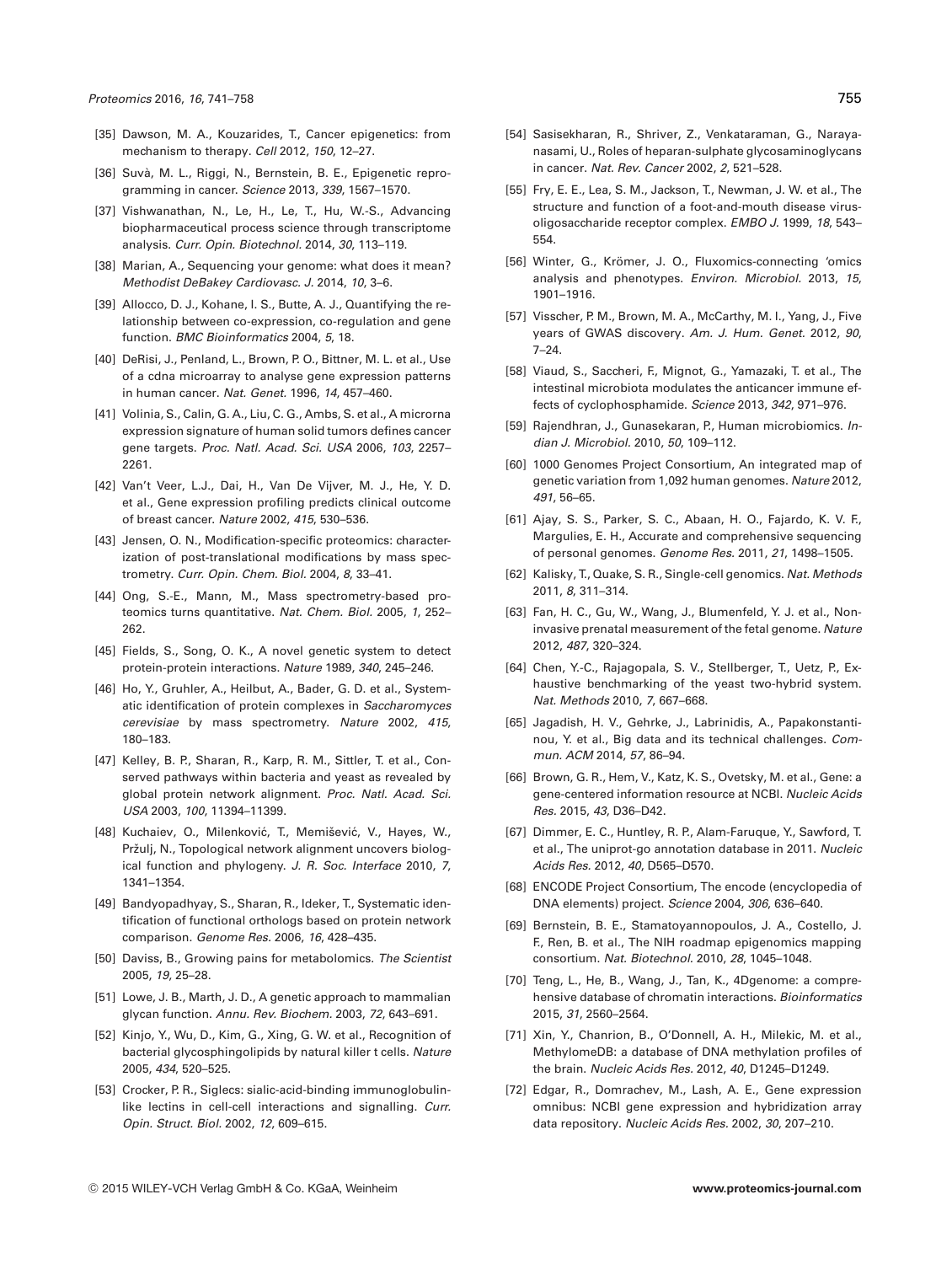[35] Dawson, M. A., Kouzarides, T., Cancer epigenetics: from mechanism to therapy. *Cell* 2012, *150*, 12–27.

[36] Suvà, M. L., Riggi, N., Bernstein, B. E., Epigenetic reprogramming in cancer. *Science* 2013, *339*, 1567–1570.

[37] Vishwanathan, N., Le, H., Le, T., Hu, W.-S., Advancing biopharmaceutical process science through transcriptome analysis. *Curr. Opin. Biotechnol.* 2014, *30*, 113–119.

[38] Marian, A., Sequencing your genome: what does it mean? *Methodist DeBakey Cardiovasc. J.* 2014, *10*, 3–6.

[39] Allocco, D. J., Kohane, I. S., Butte, A. J., Quantifying the relationship between co-expression, co-regulation and gene function. *BMC Bioinformatics* 2004, *5*, 18.

[40] DeRisi, J., Penland, L., Brown, P. O., Bittner, M. L. et al., Use of a cdna microarray to analyse gene expression patterns in human cancer. *Nat. Genet.* 1996, *14*, 457–460.

[41] Volinia, S., Calin, G. A., Liu, C. G., Ambs, S. et al., A microrna expression signature of human solid tumors defines cancer gene targets. *Proc. Natl. Acad. Sci. USA* 2006, *103*, 2257–2261.

[42] Van't Veer, L.J., Dai, H., Van De Vijver, M. J., He, Y. D. et al., Gene expression profiling predicts clinical outcome of breast cancer. *Nature* 2002, *415*, 530–536.

[43] Jensen, O. N., Modification-specific proteomics: characterization of post-translational modifications by mass spectrometry. *Curr. Opin. Chem. Biol.* 2004, *8*, 33–41.

[44] Ong, S.-E., Mann, M., Mass spectrometry-based proteomics turns quantitative. *Nat. Chem. Biol.* 2005, *1*, 252–262.

[45] Fields, S., Song, O. K., A novel genetic system to detect protein-protein interactions. *Nature* 1989, *340*, 245–246.

[46] Ho, Y., Gruhler, A., Heilbut, A., Bader, G. D. et al., Systematic identification of protein complexes in *Saccharomyces cerevisiae* by mass spectrometry. *Nature* 2002, *415*, 180–183.

[47] Kelley, B. P., Sharan, R., Karp, R. M., Sittler, T. et al., Conserved pathways within bacteria and yeast as revealed by global protein network alignment. *Proc. Natl. Acad. Sci. USA* 2003, *100*, 11394–11399.

[48] Kuchaiev, O., Milenković, T., Memišević, V., Hayes, W., Pržulj, N., Topological network alignment uncovers biological function and phylogeny. *J. R. Soc. Interface* 2010, *7*, 1341–1354.

[49] Bandyopadhyay, S., Sharan, R., Ideker, T., Systematic identification of functional orthologs based on protein network comparison. *Genome Res.* 2006, *16*, 428–435.

[50] Daviss, B., Growing pains for metabolomics. *The Scientist* 2005, *19*, 25–28.

[51] Lowe, J. B., Marth, J. D., A genetic approach to mammalian glycan function. *Annu. Rev. Biochem.* 2003, *72*, 643–691.

[52] Kinjo, Y., Wu, D., Kim, G., Xing, G. W. et al., Recognition of bacterial glycosphingolipids by natural killer t cells. *Nature* 2005, *434*, 520–525.

[53] Crocker, P. R., Siglecs: sialic-acid-binding immunoglobulin-like lectins in cell-cell interactions and signalling. *Curr. Opin. Struct. Biol.* 2002, *12*, 609–615.

[54] Sasisekharan, R., Shriver, Z., Venkataraman, G., Narayanasami, U., Roles of heparan-sulphate glycosaminoglycans in cancer. *Nat. Rev. Cancer* 2002, *2*, 521–528.

[55] Fry, E. E., Lea, S. M., Jackson, T., Newman, J. W. et al., The structure and function of a foot-and-mouth disease virus-oligosaccharide receptor complex. *EMBO J.* 1999, *18*, 543–554.

[56] Winter, G., Krömer, J. O., Fluxomics-connecting 'omics analysis and phenotypes. *Environ. Microbiol.* 2013, *15*, 1901–1916.

[57] Visscher, P. M., Brown, M. A., McCarthy, M. I., Yang, J., Five years of GWAS discovery. *Am. J. Hum. Genet.* 2012, *90*, 7–24.

[58] Viaud, S., Saccheri, F., Mignot, G., Yamazaki, T. et al., The intestinal microbiota modulates the anticancer immune effects of cyclophosphamide. *Science* 2013, *342*, 971–976.

[59] Rajendhran, J., Gunasekaran, P., Human microbiomics. *Indian J. Microbiol.* 2010, *50*, 109–112.

[60] 1000 Genomes Project Consortium, An integrated map of genetic variation from 1,092 human genomes. *Nature* 2012, *491*, 56–65.

[61] Ajay, S. S., Parker, S. C., Abaan, H. O., Fajardo, K. V. F., Margulies, E. H., Accurate and comprehensive sequencing of personal genomes. *Genome Res.* 2011, *21*, 1498–1505.

[62] Kalisky, T., Quake, S. R., Single-cell genomics. *Nat. Methods* 2011, *8*, 311–314.

[63] Fan, H. C., Gu, W., Wang, J., Blumenfeld, Y. J. et al., Non-invasive prenatal measurement of the fetal genome. *Nature* 2012, *487*, 320–324.

[64] Chen, Y.-C., Rajagopala, S. V., Stellberger, T., Uetz, P., Exhaustive benchmarking of the yeast two-hybrid system. *Nat. Methods* 2010, *7*, 667–668.

[65] Jagadish, H. V., Gehrke, J., Labrinidis, A., Papakonstantinou, Y. et al., Big data and its technical challenges. *Commun. ACM* 2014, *57*, 86–94.

[66] Brown, G. R., Hem, V., Katz, K. S., Ovetsky, M. et al., Gene: a gene-centered information resource at NCBI. *Nucleic Acids Res.* 2015, *43*, D36–D42.

[67] Dimmer, E. C., Huntley, R. P., Alam-Faruque, Y., Sawford, T. et al., The uniprot-go annotation database in 2011. *Nucleic Acids Res.* 2012, *40*, D565–D570.

[68] ENCODE Project Consortium, The encode (encyclopedia of DNA elements) project. *Science* 2004, *306*, 636–640.

[69] Bernstein, B. E., Stamatoyannopoulos, J. A., Costello, J. F., Ren, B. et al., The NIH roadmap epigenomics mapping consortium. *Nat. Biotechnol.* 2010, *28*, 1045–1048.

[70] Teng, L., He, B., Wang, J., Tan, K., 4Dgenome: a comprehensive database of chromatin interactions. *Bioinformatics* 2015, *31*, 2560–2564.

[71] Xin, Y., Chanrion, B., O'Donnell, A. H., Milekic, M. et al., MethylomeDB: a database of DNA methylation profiles of the brain. *Nucleic Acids Res.* 2012, *40*, D1245–D1249.

[72] Edgar, R., Domrachev, M., Lash, A. E., Gene expression omnibus: NCBI gene expression and hybridization array data repository. *Nucleic Acids Res.* 2002, *30*, 207–210.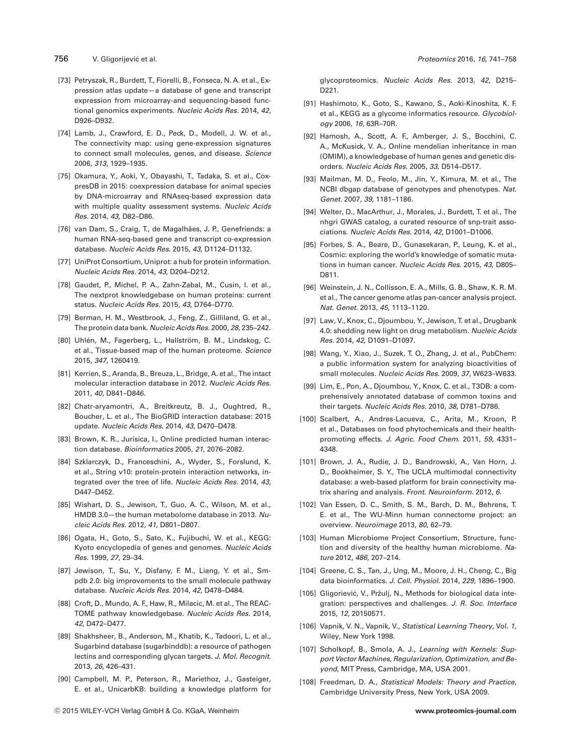[73] Petryszak, R., Burdett, T., Fiorelli, B., Fonseca, N. A. et al., Expression atlas update—a database of gene and transcript expression from microarray-and sequencing-based functional genomics experiments. *Nucleic Acids Res.* 2014, *42*, D926–D932.

[74] Lamb, J., Crawford, E. D., Peck, D., Modell, J. W. et al., The connectivity map: using gene-expression signatures to connect small molecules, genes, and disease. *Science* 2006, *313*, 1929–1935.

[75] Okamura, Y., Aoki, Y., Obayashi, T., Tadaka, S. et al., CoxpresDB in 2015: coexpression database for animal species by DNA-microarray and RNAseq-based expression data with multiple quality assessment systems. *Nucleic Acids Res.* 2014, *43*, D82–D86.

[76] van Dam, S., Craig, T., de Magalhães, J. P., Genefriends: a human RNA-seq-based gene and transcript co-expression database. *Nucleic Acids Res.* 2015, *43*, D1124–D1132.

[77] UniProt Consortium, Uniprot: a hub for protein information. *Nucleic Acids Res.* 2014, *43*, D204–D212.

[78] Gaudet, P., Michel, P. A., Zahn-Zabal, M., Cusin, I. et al., The nextprot knowledgebase on human proteins: current status. *Nucleic Acids Res.* 2015, *43*, D764–D770.

[79] Berman, H. M., Westbrook, J., Feng, Z., Gilliland, G. et al., The protein data bank. *Nucleic Acids Res.* 2000, *28*, 235–242.

[80] Uhlén, M., Fagerberg, L., Hallström, B. M., Lindskog, C. et al., Tissue-based map of the human proteome. *Science* 2015, *347*, 1260419.

[81] Kerrien, S., Aranda, B., Breuza, L., Bridge, A. et al., The intact molecular interaction database in 2012. *Nucleic Acids Res.* 2011, *40*, D841–D846.

[82] Chatr-aryamontri, A., Breitkreutz, B. J., Oughtred, R., Boucher, L. et al., The BioGRID interaction database: 2015 update. *Nucleic Acids Res.* 2014, *43*, D470–D478.

[83] Brown, K. R., Jurisica, I., Online predicted human interaction database. *Bioinformatics* 2005, *21*, 2076–2082.

[84] Szklarczyk, D., Franceschini, A., Wyder, S., Forslund, K. et al., String v10: protein-protein interaction networks, integrated over the tree of life. *Nucleic Acids Res.* 2014, *43*, D447–D452.

[85] Wishart, D. S., Jewison, T., Guo, A. C., Wilson, M. et al., HMDB 3.0—the human metabolome database in 2013. *Nucleic Acids Res.* 2012, *41*, D801–D807.

[86] Ogata, H., Goto, S., Sato, K., Fujibuchi, W. et al., KEGG: Kyoto encyclopedia of genes and genomes. *Nucleic Acids Res.* 1999, *27*, 29–34.

[87] Jewison, T., Su, Y., Disfany, F. M., Liang, Y. et al., Smpdb 2.0: big improvements to the small molecule pathway database. *Nucleic Acids Res.* 2014, *42*, D478–D484.

[88] Croft, D., Mundo, A. F., Haw, R., Milacic, M. et al., The REACTOME pathway knowledgebase. *Nucleic Acids Res.* 2014, *42*, D472–D477.

[89] Shakhsheer, B., Anderson, M., Khatib, K., Tadoori, L. et al., Sugarbind database (sugarbinddb): a resource of pathogen lectins and corresponding glycan targets. *J. Mol. Recognit.* 2013, *26*, 426–431.

[90] Campbell, M. P., Peterson, R., Mariethoz, J., Gasteiger, E. et al., UnicarbKB: building a knowledge platform for glycoproteomics. *Nucleic Acids Res.* 2013, *42*, D215–D221.

[91] Hashimoto, K., Goto, S., Kawano, S., Aoki-Kinoshita, K. F. et al., KEGG as a glycome informatics resource. *Glycobiology* 2006, *16*, 63R–70R.

[92] Hamosh, A., Scott, A. F., Amberger, J. S., Bocchini, C. A., McKusick, V. A., Online mendelian inheritance in man (OMIM), a knowledgebase of human genes and genetic disorders. *Nucleic Acids Res.* 2005, *33*, D514–D517.

[93] Mailman, M. D., Feolo, M., Jin, Y., Kimura, M. et al., The NCBI dbgap database of genotypes and phenotypes. *Nat. Genet.* 2007, *39*, 1181–1186.

[94] Welter, D., MacArthur, J., Morales, J., Burdett, T. et al., The nhgri GWAS catalog, a curated resource of snp-trait associations. *Nucleic Acids Res.* 2014, *42*, D1001–D1006.

[95] Forbes, S. A., Beare, D., Gunasekaran, P., Leung, K. et al., Cosmic: exploring the world's knowledge of somatic mutations in human cancer. *Nucleic Acids Res.* 2015, *43*, D805–D811.

[96] Weinstein, J. N., Collisson, E. A., Mills, G. B., Shaw, K. R. M. et al., The cancer genome atlas pan-cancer analysis project. *Nat. Genet.* 2013, *45*, 1113–1120.

[97] Law, V., Knox, C., Djoumbou, Y., Jewison, T. et al., Drugbank 4.0: shedding new light on drug metabolism. *Nucleic Acids Res.* 2014, *42*, D1091–D1097.

[98] Wang, Y., Xiao, J., Suzek, T. O., Zhang, J. et al., PubChem: a public information system for analyzing bioactivities of small molecules. *Nucleic Acids Res.* 2009, *37*, W623–W633.

[99] Lim, E., Pon, A., Djoumbou, Y., Knox, C. et al., T3DB: a comprehensively annotated database of common toxins and their targets. *Nucleic Acids Res.* 2010, *38*, D781–D786.

[100] Scalbert, A., Andres-Lacueva, C., Arita, M., Kroon, P. et al., Databases on food phytochemicals and their health-promoting effects. *J. Agric. Food Chem.* 2011, *59*, 4331–4348.

[101] Brown, J. A., Rudie, J. D., Bandrowski, A., Van Horn, J. D., Bookheimer, S. Y., The UCLA multimodal connectivity database: a web-based platform for brain connectivity matrix sharing and analysis. *Front. Neuroinform.* 2012, *6*.

[102] Van Essen, D. C., Smith, S. M., Barch, D. M., Behrens, T. E. et al., The WU-Minn human connectome project: an overview. *Neuroimage* 2013, *80*, 62–79.

[103] Human Microbiome Project Consortium, Structure, function and diversity of the healthy human microbiome. *Nature* 2012, *486*, 207–214.

[104] Greene, C. S., Tan, J., Ung, M., Moore, J. H., Cheng, C., Big data bioinformatics. *J. Cell. Physiol.* 2014, *229*, 1896–1900.

[105] Gligorievíc, V., Pržulj, N., Methods for biological data integration: perspectives and challenges. *J. R. Soc. Interface* 2015, *12*, 20150571.

[106] Vapnik, V. N., Vapnik, V., *Statistical Learning Theory*, Vol. *1*, Wiley, New York 1998.

[107] Scholkopf, B., Smola, A. J., *Learning with Kernels: Support Vector Machines, Regularization, Optimization, and Beyond*, MIT Press, Cambridge, MA, USA 2001.

[108] Freedman, D. A., *Statistical Models: Theory and Practice*, Cambridge University Press, New York, USA 2009.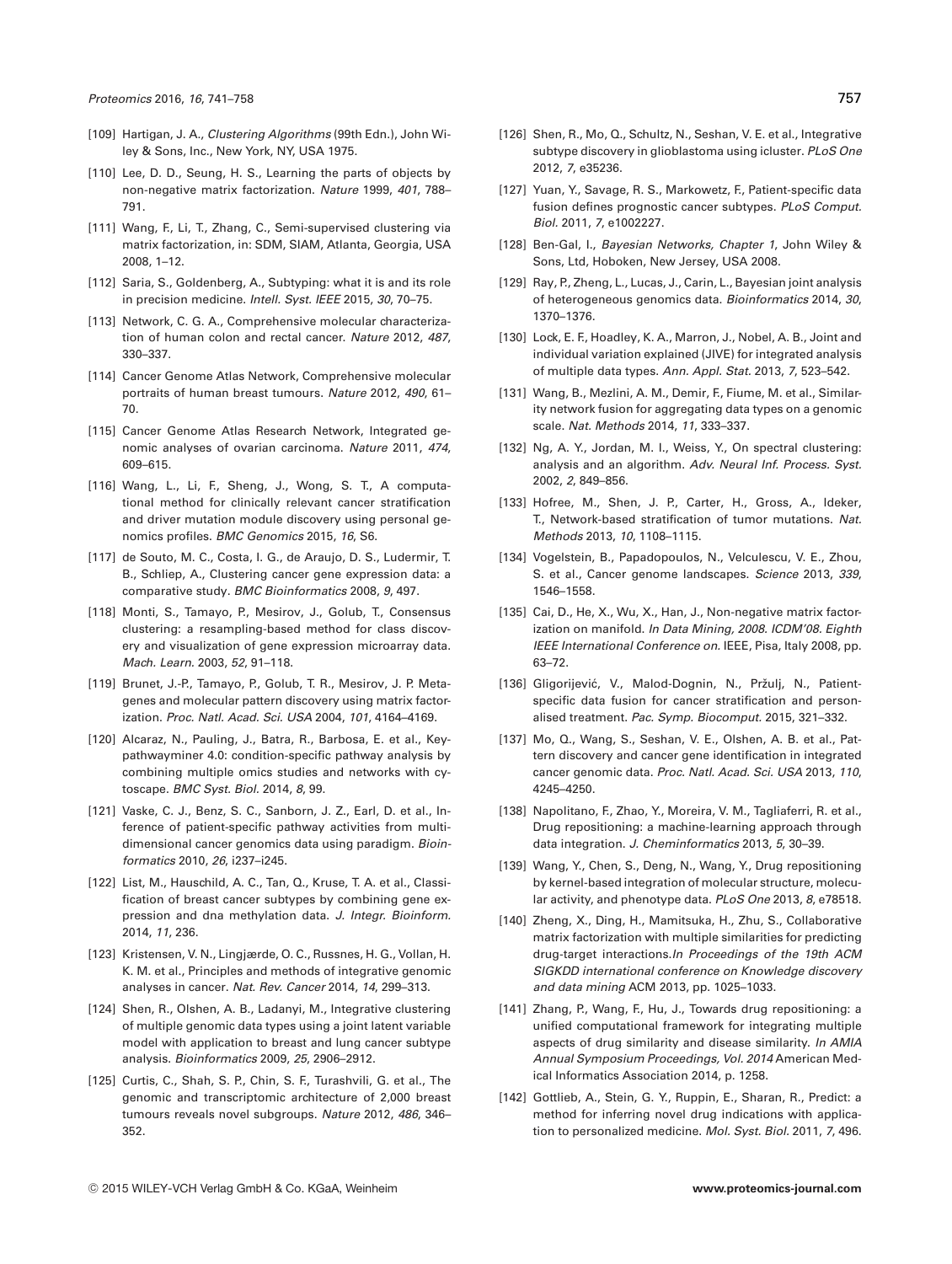[109] Hartigan, J. A., *Clustering Algorithms* (99th Edn.), John Wiley & Sons, Inc., New York, NY, USA 1975.

[110] Lee, D. D., Seung, H. S., Learning the parts of objects by non-negative matrix factorization. *Nature* 1999, *401*, 788–791.

[111] Wang, F., Li, T., Zhang, C., Semi-supervised clustering via matrix factorization, in: SDM, SIAM, Atlanta, Georgia, USA 2008, 1–12.

[112] Saria, S., Goldenberg, A., Subtyping: what it is and its role in precision medicine. *Intell. Syst. IEEE* 2015, *30*, 70–75.

[113] Network, C. G. A., Comprehensive molecular characterization of human colon and rectal cancer. *Nature* 2012, *487*, 330–337.

[114] Cancer Genome Atlas Network, Comprehensive molecular portraits of human breast tumours. *Nature* 2012, *490*, 61–70.

[115] Cancer Genome Atlas Research Network, Integrated genomic analyses of ovarian carcinoma. *Nature* 2011, *474*, 609–615.

[116] Wang, L., Li, F., Sheng, J., Wong, S. T., A computational method for clinically relevant cancer stratification and driver mutation module discovery using personal genomics profiles. *BMC Genomics* 2015, *16*, S6.

[117] de Souto, M. C., Costa, I. G., de Araujo, D. S., Ludermir, T. B., Schliep, A., Clustering cancer gene expression data: a comparative study. *BMC Bioinformatics* 2008, *9*, 497.

[118] Monti, S., Tamayo, P., Mesirov, J., Golub, T., Consensus clustering: a resampling-based method for class discovery and visualization of gene expression microarray data. *Mach. Learn.* 2003, *52*, 91–118.

[119] Brunet, J.-P., Tamayo, P., Golub, T. R., Mesirov, J. P. Metagenes and molecular pattern discovery using matrix factorization. *Proc. Natl. Acad. Sci. USA* 2004, *101*, 4164–4169.

[120] Alcaraz, N., Pauling, J., Batra, R., Barbosa, E. et al., Keypathwayminer 4.0: condition-specific pathway analysis by combining multiple omics studies and networks with cytoscape. *BMC Syst. Biol.* 2014, *8*, 99.

[121] Vaske, C. J., Benz, S. C., Sanborn, J. Z., Earl, D. et al., Inference of patient-specific pathway activities from multi-dimensional cancer genomics data using paradigm. *Bioinformatics* 2010, *26*, i237–i245.

[122] List, M., Hauschild, A. C., Tan, Q., Kruse, T. A. et al., Classification of breast cancer subtypes by combining gene expression and dna methylation data. *J. Integr. Bioinform.* 2014, *11*, 236.

[123] Kristensen, V. N., Lingjærde, O. C., Russnes, H. G., Vollan, H. K. M. et al., Principles and methods of integrative genomic analyses in cancer. *Nat. Rev. Cancer* 2014, *14*, 299–313.

[124] Shen, R., Olshen, A. B., Ladanyi, M., Integrative clustering of multiple genomic data types using a joint latent variable model with application to breast and lung cancer subtype analysis. *Bioinformatics* 2009, *25*, 2906–2912.

[125] Curtis, C., Shah, S. P., Chin, S. F., Turashvili, G. et al., The genomic and transcriptomic architecture of 2,000 breast tumours reveals novel subgroups. *Nature* 2012, *486*, 346–352.

[126] Shen, R., Mo, Q., Schultz, N., Seshan, V. E. et al., Integrative subtype discovery in glioblastoma using icluster. *PLoS One* 2012, *7*, e35236.

[127] Yuan, Y., Savage, R. S., Markowetz, F., Patient-specific data fusion defines prognostic cancer subtypes. *PLoS Comput. Biol.* 2011, *7*, e1002227.

[128] Ben-Gal, I., *Bayesian Networks, Chapter 1*, John Wiley & Sons, Ltd, Hoboken, New Jersey, USA 2008.

[129] Ray, P., Zheng, L., Lucas, J., Carin, L., Bayesian joint analysis of heterogeneous genomics data. *Bioinformatics* 2014, *30*, 1370–1376.

[130] Lock, E. F., Hoadley, K. A., Marron, J., Nobel, A. B., Joint and individual variation explained (JIVE) for integrated analysis of multiple data types. *Ann. Appl. Stat.* 2013, *7*, 523–542.

[131] Wang, B., Mezlini, A. M., Demir, F., Fiume, M. et al., Similarity network fusion for aggregating data types on a genomic scale. *Nat. Methods* 2014, *11*, 333–337.

[132] Ng, A. Y., Jordan, M. I., Weiss, Y., On spectral clustering: analysis and an algorithm. *Adv. Neural Inf. Process. Syst.* 2002, *2*, 849–856.

[133] Hofree, M., Shen, J. P., Carter, H., Gross, A., Ideker, T., Network-based stratification of tumor mutations. *Nat. Methods* 2013, *10*, 1108–1115.

[134] Vogelstein, B., Papadopoulos, N., Velculescu, V. E., Zhou, S. et al., Cancer genome landscapes. *Science* 2013, *339*, 1546–1558.

[135] Cai, D., He, X., Wu, X., Han, J., Non-negative matrix factorization on manifold. *In Data Mining, 2008. ICDM'08. Eighth IEEE International Conference on.* IEEE, Pisa, Italy 2008, pp. 63–72.

[136] Gligorijević, V., Malod-Dognin, N., Pržulj, N., Patient-specific data fusion for cancer stratification and personalised treatment. *Pac. Symp. Biocomput.* 2015, 321–332.

[137] Mo, Q., Wang, S., Seshan, V. E., Olshen, A. B. et al., Pattern discovery and cancer gene identification in integrated cancer genomic data. *Proc. Natl. Acad. Sci. USA* 2013, *110*, 4245–4250.

[138] Napolitano, F., Zhao, Y., Moreira, V. M., Tagliaferri, R. et al., Drug repositioning: a machine-learning approach through data integration. *J. Cheminformatics* 2013, *5*, 30–39.

[139] Wang, Y., Chen, S., Deng, N., Wang, Y., Drug repositioning by kernel-based integration of molecular structure, molecular activity, and phenotype data. *PLoS One* 2013, *8*, e78518.

[140] Zheng, X., Ding, H., Mamitsuka, H., Zhu, S., Collaborative matrix factorization with multiple similarities for predicting drug-target interactions.*In Proceedings of the 19th ACM SIGKDD international conference on Knowledge discovery and data mining* ACM 2013, pp. 1025–1033.

[141] Zhang, P., Wang, F., Hu, J., Towards drug repositioning: a unified computational framework for integrating multiple aspects of drug similarity and disease similarity. *In AMIA Annual Symposium Proceedings, Vol. 2014* American Medical Informatics Association 2014, p. 1258.

[142] Gottlieb, A., Stein, G. Y., Ruppin, E., Sharan, R., Predict: a method for inferring novel drug indications with application to personalized medicine. *Mol. Syst. Biol.* 2011, *7*, 496.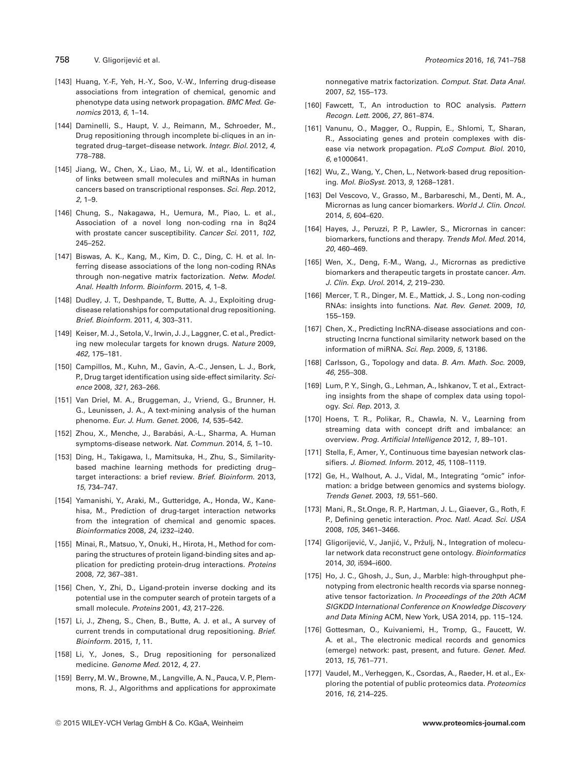[143] Huang, Y.-F., Yeh, H.-Y., Soo, V.-W., Inferring drug-disease associations from integration of chemical, genomic and phenotype data using network propagation. *BMC Med. Genomics* 2013, *6*, 1–14.

[144] Daminelli, S., Haupt, V. J., Reimann, M., Schroeder, M., Drug repositioning through incomplete bi-cliques in an integrated drug–target–disease network. *Integr. Biol.* 2012, *4*, 778–788.

[145] Jiang, W., Chen, X., Liao, M., Li, W. et al., Identification of links between small molecules and miRNAs in human cancers based on transcriptional responses. *Sci. Rep.* 2012, *2*, 1–9.

[146] Chung, S., Nakagawa, H., Uemura, M., Piao, L. et al., Association of a novel long non-coding rna in 8q24 with prostate cancer susceptibility. *Cancer Sci.* 2011, *102*, 245–252.

[147] Biswas, A. K., Kang, M., Kim, D. C., Ding, C. H. et al. Inferring disease associations of the long non-coding RNAs through non-negative matrix factorization. *Netw. Model. Anal. Health Inform. Bioinform.* 2015, *4*, 1–8.

[148] Dudley, J. T., Deshpande, T., Butte, A. J., Exploiting drug-disease relationships for computational drug repositioning. *Brief. Bioinform.* 2011, *4*, 303–311.

[149] Keiser, M. J., Setola, V., Irwin, J. J., Laggner, C. et al., Predicting new molecular targets for known drugs. *Nature* 2009, *462*, 175–181.

[150] Campillos, M., Kuhn, M., Gavin, A.-C., Jensen, L. J., Bork, P., Drug target identification using side-effect similarity. *Science* 2008, *321*, 263–266.

[151] Van Driel, M. A., Bruggeman, J., Vriend, G., Brunner, H. G., Leunissen, J. A., A text-mining analysis of the human phenome. *Eur. J. Hum. Genet.* 2006, *14*, 535–542.

[152] Zhou, X., Menche, J., Barabási, A.-L., Sharma, A. Human symptoms-disease network. *Nat. Commun.* 2014, *5*, 1–10.

[153] Ding, H., Takigawa, I., Mamitsuka, H., Zhu, S., Similarity-based machine learning methods for predicting drug–target interactions: a brief review. *Brief. Bioinform.* 2013, *15*, 734–747.

[154] Yamanishi, Y., Araki, M., Gutteridge, A., Honda, W., Kanehisa, M., Prediction of drug-target interaction networks from the integration of chemical and genomic spaces. *Bioinformatics* 2008, *24*, i232–i240.

[155] Minai, R., Matsuo, Y., Onuki, H., Hirota, H., Method for comparing the structures of protein ligand-binding sites and application for predicting protein-drug interactions. *Proteins* 2008, *72*, 367–381.

[156] Chen, Y., Zhi, D., Ligand-protein inverse docking and its potential use in the computer search of protein targets of a small molecule. *Proteins* 2001, *43*, 217–226.

[157] Li, J., Zheng, S., Chen, B., Butte, A. J. et al., A survey of current trends in computational drug repositioning. *Brief. Bioinform.* 2015, *1*, 11.

[158] Li, Y., Jones, S., Drug repositioning for personalized medicine. *Genome Med.* 2012, *4*, 27.

[159] Berry, M. W., Browne, M., Langville, A. N., Pauca, V. P., Plemmons, R. J., Algorithms and applications for approximate nonnegative matrix factorization. *Comput. Stat. Data Anal.* 2007, *52*, 155–173.

[160] Fawcett, T., An introduction to ROC analysis. *Pattern Recogn. Lett.* 2006, *27*, 861–874.

[161] Vanunu, O., Magger, O., Ruppin, E., Shlomi, T., Sharan, R., Associating genes and protein complexes with disease via network propagation. *PLoS Comput. Biol.* 2010, *6*, e1000641.

[162] Wu, Z., Wang, Y., Chen, L., Network-based drug repositioning. *Mol. BioSyst.* 2013, *9*, 1268–1281.

[163] Del Vescovo, V., Grasso, M., Barbareschi, M., Denti, M. A., Micrornas as lung cancer biomarkers. *World J. Clin. Oncol.* 2014, *5*, 604–620.

[164] Hayes, J., Peruzzi, P. P., Lawler, S., Micrornas in cancer: biomarkers, functions and therapy. *Trends Mol. Med.* 2014, *20*, 460–469.

[165] Wen, X., Deng, F.-M., Wang, J., Micrornas as predictive biomarkers and therapeutic targets in prostate cancer. *Am. J. Clin. Exp. Urol.* 2014, *2*, 219–230.

[166] Mercer, T. R., Dinger, M. E., Mattick, J. S., Long non-coding RNAs: insights into functions. *Nat. Rev. Genet.* 2009, *10*, 155–159.

[167] Chen, X., Predicting lncRNA-disease associations and constructing lncrna functional similarity network based on the information of miRNA. *Sci. Rep.* 2009, *5*, 13186.

[168] Carlsson, G., Topology and data. *B. Am. Math. Soc.* 2009, *46*, 255–308.

[169] Lum, P. Y., Singh, G., Lehman, A., Ishkanov, T. et al., Extracting insights from the shape of complex data using topology. *Sci. Rep.* 2013, *3*.

[170] Hoens, T. R., Polikar, R., Chawla, N. V., Learning from streaming data with concept drift and imbalance: an overview. *Prog. Artificial Intelligence* 2012, *1*, 89–101.

[171] Stella, F., Amer, Y., Continuous time bayesian network classifiers. *J. Biomed. Inform.* 2012, *45*, 1108–1119.

[172] Ge, H., Walhout, A. J., Vidal, M., Integrating "omic" information: a bridge between genomics and systems biology. *Trends Genet.* 2003, *19*, 551–560.

[173] Mani, R., St.Onge, R. P., Hartman, J. L., Giaever, G., Roth, F. P., Defining genetic interaction. *Proc. Natl. Acad. Sci. USA* 2008, *105*, 3461–3466.

[174] Gligorijević, V., Janjić, V., Pržulj, N., Integration of molecular network data reconstruct gene ontology. *Bioinformatics* 2014, *30*, i594–i600.

[175] Ho, J. C., Ghosh, J., Sun, J., Marble: high-throughput phenotyping from electronic health records via sparse nonnegative tensor factorization. *In Proceedings of the 20th ACM SIGKDD International Conference on Knowledge Discovery and Data Mining* ACM, New York, USA 2014, pp. 115–124.

[176] Gottesman, O., Kuivaniemi, H., Tromp, G., Faucett, W. A. et al., The electronic medical records and genomics (emerge) network: past, present, and future. *Genet. Med.* 2013, *15*, 761–771.

[177] Vaudel, M., Verheggen, K., Csordas, A., Raeder, H. et al., Exploring the potential of public proteomics data. *Proteomics* 2016, *16*, 214–225.